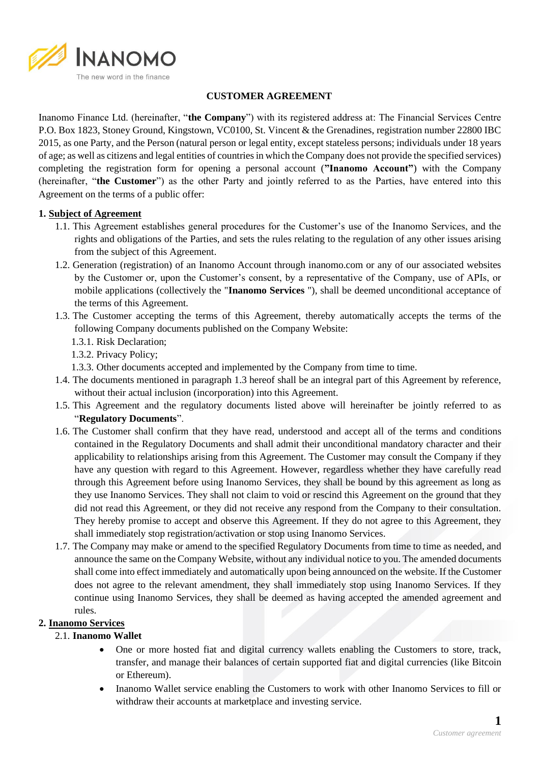INANOMO
The new word in the finance

# CUSTOMER AGREEMENT

Inanomo Finance Ltd. (hereinafter, "**the Company**") with its registered address at: The Financial Services Centre P.O. Box 1823, Stoney Ground, Kingstown, VC0100, St. Vincent & the Grenadines, registration number 22800 IBC 2015, as one Party, and the Person (natural person or legal entity, except stateless persons; individuals under 18 years of age; as well as citizens and legal entities of countries in which the Company does not provide the specified services) completing the registration form for opening a personal account (**"Inanomo Account"**) with the Company (hereinafter, "**the Customer**") as the other Party and jointly referred to as the Parties, have entered into this Agreement on the terms of a public offer:

## 1. Subject of Agreement

1.1. This Agreement establishes general procedures for the Customer's use of the Inanomo Services, and the rights and obligations of the Parties, and sets the rules relating to the regulation of any other issues arising from the subject of this Agreement.

1.2. Generation (registration) of an Inanomo Account through inanomo.com or any of our associated websites by the Customer or, upon the Customer's consent, by a representative of the Company, use of APIs, or mobile applications (collectively the "**Inanomo Services** "), shall be deemed unconditional acceptance of the terms of this Agreement.

1.3. The Customer accepting the terms of this Agreement, thereby automatically accepts the terms of the following Company documents published on the Company Website:

1.3.1. Risk Declaration;

1.3.2. Privacy Policy;

1.3.3. Other documents accepted and implemented by the Company from time to time.

1.4. The documents mentioned in paragraph 1.3 hereof shall be an integral part of this Agreement by reference, without their actual inclusion (incorporation) into this Agreement.

1.5. This Agreement and the regulatory documents listed above will hereinafter be jointly referred to as "**Regulatory Documents**".

1.6. The Customer shall confirm that they have read, understood and accept all of the terms and conditions contained in the Regulatory Documents and shall admit their unconditional mandatory character and their applicability to relationships arising from this Agreement. The Customer may consult the Company if they have any question with regard to this Agreement. However, regardless whether they have carefully read through this Agreement before using Inanomo Services, they shall be bound by this agreement as long as they use Inanomo Services. They shall not claim to void or rescind this Agreement on the ground that they did not read this Agreement, or they did not receive any respond from the Company to their consultation. They hereby promise to accept and observe this Agreement. If they do not agree to this Agreement, they shall immediately stop registration/activation or stop using Inanomo Services.

1.7. The Company may make or amend to the specified Regulatory Documents from time to time as needed, and announce the same on the Company Website, without any individual notice to you. The amended documents shall come into effect immediately and automatically upon being announced on the website. If the Customer does not agree to the relevant amendment, they shall immediately stop using Inanomo Services. If they continue using Inanomo Services, they shall be deemed as having accepted the amended agreement and rules.

## 2. Inanomo Services

2.1. **Inanomo Wallet**

- One or more hosted fiat and digital currency wallets enabling the Customers to store, track, transfer, and manage their balances of certain supported fiat and digital currencies (like Bitcoin or Ethereum).
- Inanomo Wallet service enabling the Customers to work with other Inanomo Services to fill or withdraw their accounts at marketplace and investing service.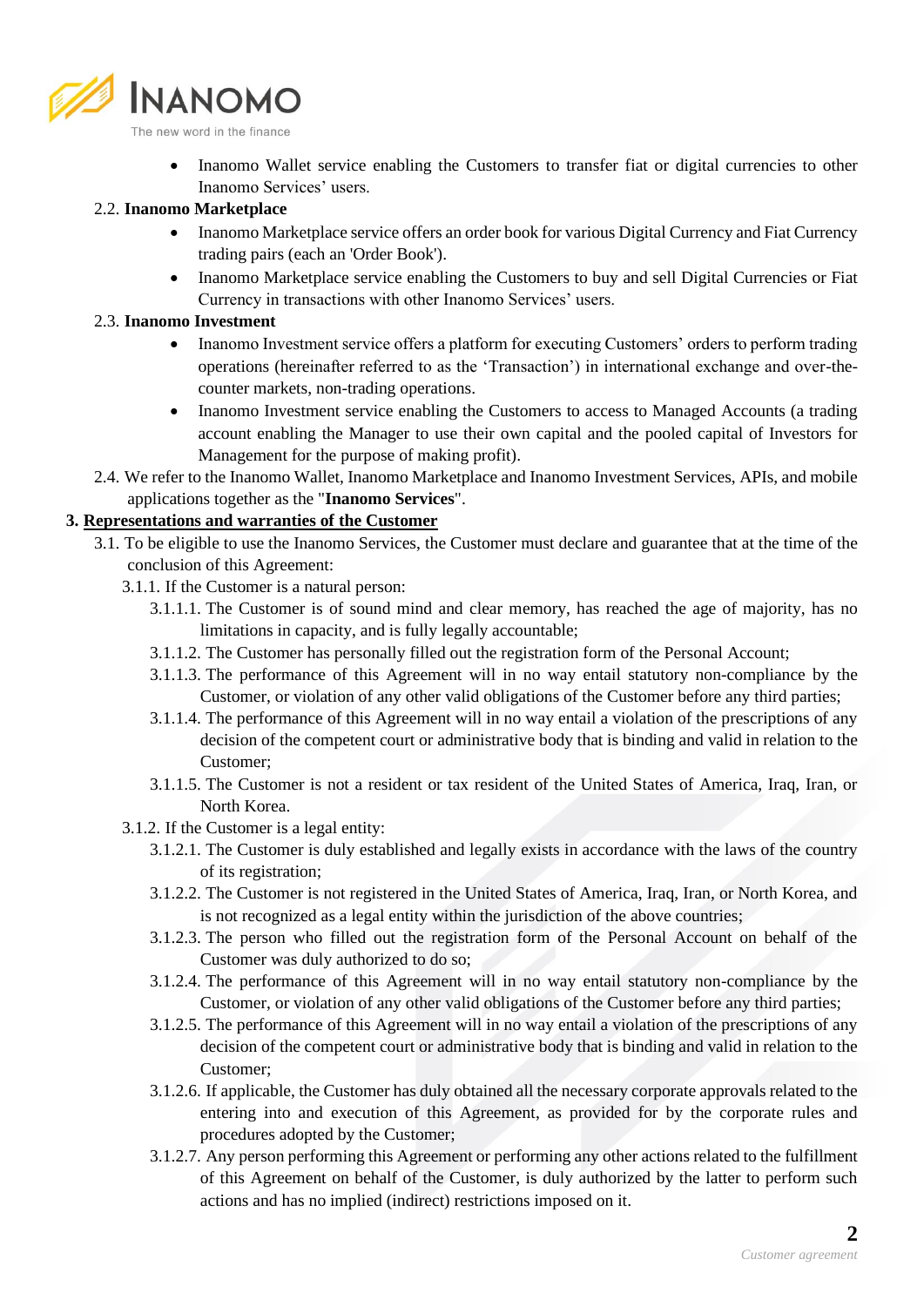- Inanomo Wallet service enabling the Customers to transfer fiat or digital currencies to other Inanomo Services' users.

2.2. **Inanomo Marketplace**

- Inanomo Marketplace service offers an order book for various Digital Currency and Fiat Currency trading pairs (each an 'Order Book').
- Inanomo Marketplace service enabling the Customers to buy and sell Digital Currencies or Fiat Currency in transactions with other Inanomo Services' users.

2.3. **Inanomo Investment**

- Inanomo Investment service offers a platform for executing Customers' orders to perform trading operations (hereinafter referred to as the 'Transaction') in international exchange and over-the-counter markets, non-trading operations.
- Inanomo Investment service enabling the Customers to access to Managed Accounts (a trading account enabling the Manager to use their own capital and the pooled capital of Investors for Management for the purpose of making profit).

2.4. We refer to the Inanomo Wallet, Inanomo Marketplace and Inanomo Investment Services, APIs, and mobile applications together as the "**Inanomo Services**".

## 3. Representations and warranties of the Customer

3.1. To be eligible to use the Inanomo Services, the Customer must declare and guarantee that at the time of the conclusion of this Agreement:

3.1.1. If the Customer is a natural person:

3.1.1.1. The Customer is of sound mind and clear memory, has reached the age of majority, has no limitations in capacity, and is fully legally accountable;

3.1.1.2. The Customer has personally filled out the registration form of the Personal Account;

3.1.1.3. The performance of this Agreement will in no way entail statutory non-compliance by the Customer, or violation of any other valid obligations of the Customer before any third parties;

3.1.1.4. The performance of this Agreement will in no way entail a violation of the prescriptions of any decision of the competent court or administrative body that is binding and valid in relation to the Customer;

3.1.1.5. The Customer is not a resident or tax resident of the United States of America, Iraq, Iran, or North Korea.

3.1.2. If the Customer is a legal entity:

3.1.2.1. The Customer is duly established and legally exists in accordance with the laws of the country of its registration;

3.1.2.2. The Customer is not registered in the United States of America, Iraq, Iran, or North Korea, and is not recognized as a legal entity within the jurisdiction of the above countries;

3.1.2.3. The person who filled out the registration form of the Personal Account on behalf of the Customer was duly authorized to do so;

3.1.2.4. The performance of this Agreement will in no way entail statutory non-compliance by the Customer, or violation of any other valid obligations of the Customer before any third parties;

3.1.2.5. The performance of this Agreement will in no way entail a violation of the prescriptions of any decision of the competent court or administrative body that is binding and valid in relation to the Customer;

3.1.2.6. If applicable, the Customer has duly obtained all the necessary corporate approvals related to the entering into and execution of this Agreement, as provided for by the corporate rules and procedures adopted by the Customer;

3.1.2.7. Any person performing this Agreement or performing any other actions related to the fulfillment of this Agreement on behalf of the Customer, is duly authorized by the latter to perform such actions and has no implied (indirect) restrictions imposed on it.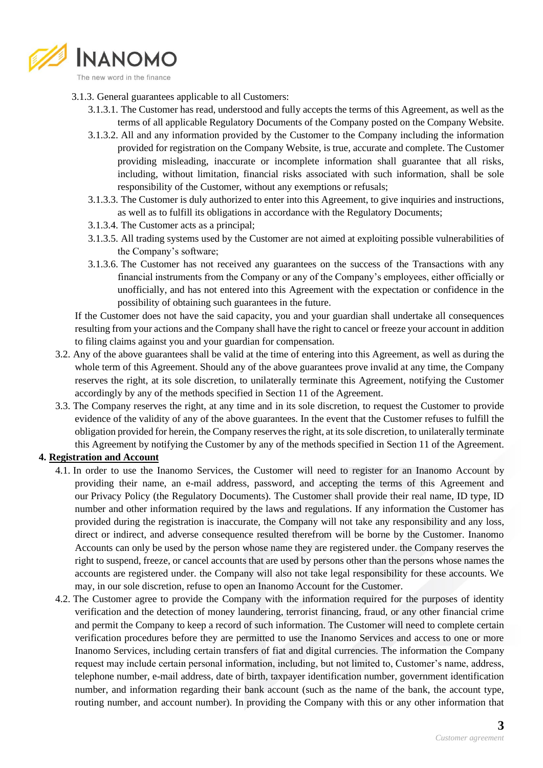3.1.3. General guarantees applicable to all Customers:

3.1.3.1. The Customer has read, understood and fully accepts the terms of this Agreement, as well as the terms of all applicable Regulatory Documents of the Company posted on the Company Website.

3.1.3.2. All and any information provided by the Customer to the Company including the information provided for registration on the Company Website, is true, accurate and complete. The Customer providing misleading, inaccurate or incomplete information shall guarantee that all risks, including, without limitation, financial risks associated with such information, shall be sole responsibility of the Customer, without any exemptions or refusals;

3.1.3.3. The Customer is duly authorized to enter into this Agreement, to give inquiries and instructions, as well as to fulfill its obligations in accordance with the Regulatory Documents;

3.1.3.4. The Customer acts as a principal;

3.1.3.5. All trading systems used by the Customer are not aimed at exploiting possible vulnerabilities of the Company's software;

3.1.3.6. The Customer has not received any guarantees on the success of the Transactions with any financial instruments from the Company or any of the Company's employees, either officially or unofficially, and has not entered into this Agreement with the expectation or confidence in the possibility of obtaining such guarantees in the future.

If the Customer does not have the said capacity, you and your guardian shall undertake all consequences resulting from your actions and the Company shall have the right to cancel or freeze your account in addition to filing claims against you and your guardian for compensation.

3.2. Any of the above guarantees shall be valid at the time of entering into this Agreement, as well as during the whole term of this Agreement. Should any of the above guarantees prove invalid at any time, the Company reserves the right, at its sole discretion, to unilaterally terminate this Agreement, notifying the Customer accordingly by any of the methods specified in Section 11 of the Agreement.

3.3. The Company reserves the right, at any time and in its sole discretion, to request the Customer to provide evidence of the validity of any of the above guarantees. In the event that the Customer refuses to fulfill the obligation provided for herein, the Company reserves the right, at its sole discretion, to unilaterally terminate this Agreement by notifying the Customer by any of the methods specified in Section 11 of the Agreement.

## 4. Registration and Account

4.1. In order to use the Inanomo Services, the Customer will need to register for an Inanomo Account by providing their name, an e-mail address, password, and accepting the terms of this Agreement and our Privacy Policy (the Regulatory Documents). The Customer shall provide their real name, ID type, ID number and other information required by the laws and regulations. If any information the Customer has provided during the registration is inaccurate, the Company will not take any responsibility and any loss, direct or indirect, and adverse consequence resulted therefrom will be borne by the Customer. Inanomo Accounts can only be used by the person whose name they are registered under. the Company reserves the right to suspend, freeze, or cancel accounts that are used by persons other than the persons whose names the accounts are registered under. the Company will also not take legal responsibility for these accounts. We may, in our sole discretion, refuse to open an Inanomo Account for the Customer.

4.2. The Customer agree to provide the Company with the information required for the purposes of identity verification and the detection of money laundering, terrorist financing, fraud, or any other financial crime and permit the Company to keep a record of such information. The Customer will need to complete certain verification procedures before they are permitted to use the Inanomo Services and access to one or more Inanomo Services, including certain transfers of fiat and digital currencies. The information the Company request may include certain personal information, including, but not limited to, Customer's name, address, telephone number, e-mail address, date of birth, taxpayer identification number, government identification number, and information regarding their bank account (such as the name of the bank, the account type, routing number, and account number). In providing the Company with this or any other information that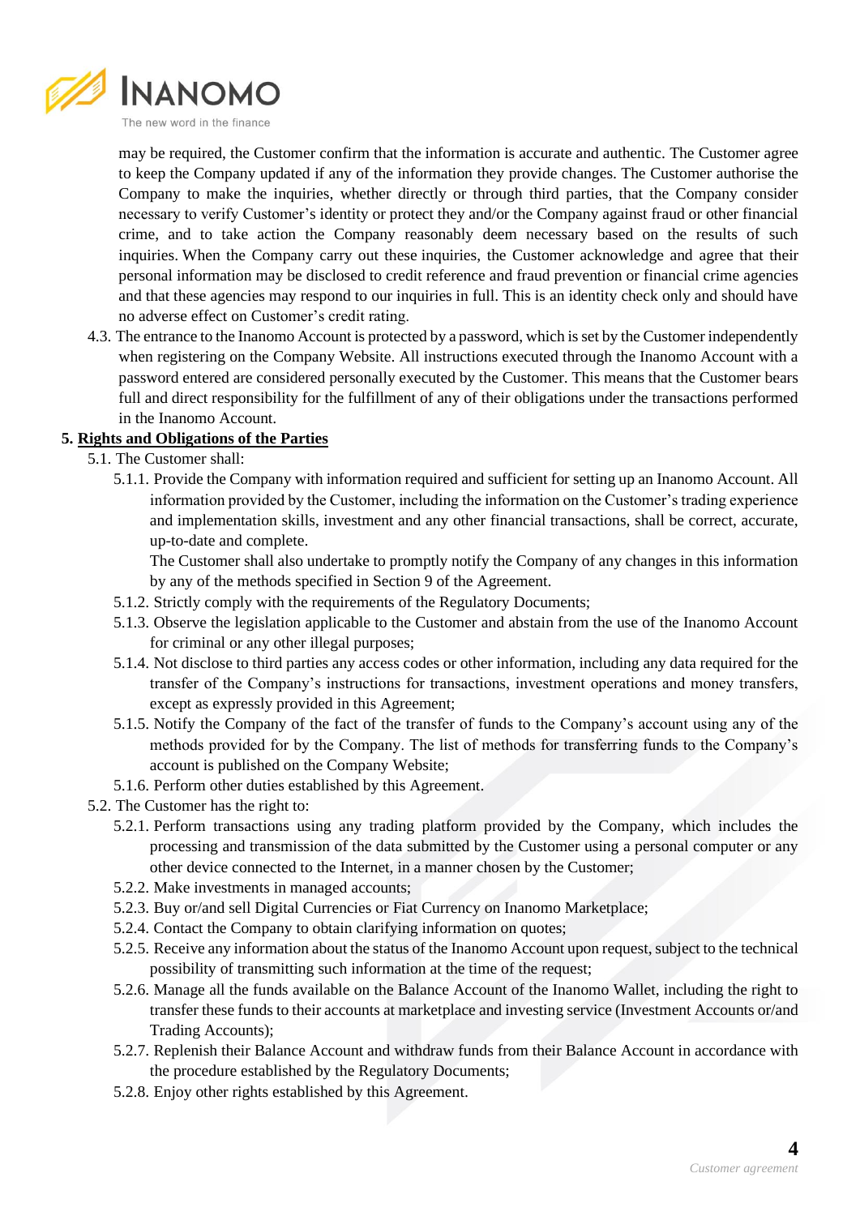may be required, the Customer confirm that the information is accurate and authentic. The Customer agree to keep the Company updated if any of the information they provide changes. The Customer authorise the Company to make the inquiries, whether directly or through third parties, that the Company consider necessary to verify Customer's identity or protect they and/or the Company against fraud or other financial crime, and to take action the Company reasonably deem necessary based on the results of such inquiries. When the Company carry out these inquiries, the Customer acknowledge and agree that their personal information may be disclosed to credit reference and fraud prevention or financial crime agencies and that these agencies may respond to our inquiries in full. This is an identity check only and should have no adverse effect on Customer's credit rating.

4.3. The entrance to the Inanomo Account is protected by a password, which is set by the Customer independently when registering on the Company Website. All instructions executed through the Inanomo Account with a password entered are considered personally executed by the Customer. This means that the Customer bears full and direct responsibility for the fulfillment of any of their obligations under the transactions performed in the Inanomo Account.

## 5. Rights and Obligations of the Parties

5.1. The Customer shall:

5.1.1. Provide the Company with information required and sufficient for setting up an Inanomo Account. All information provided by the Customer, including the information on the Customer's trading experience and implementation skills, investment and any other financial transactions, shall be correct, accurate, up-to-date and complete.

The Customer shall also undertake to promptly notify the Company of any changes in this information by any of the methods specified in Section 9 of the Agreement.

5.1.2. Strictly comply with the requirements of the Regulatory Documents;

5.1.3. Observe the legislation applicable to the Customer and abstain from the use of the Inanomo Account for criminal or any other illegal purposes;

5.1.4. Not disclose to third parties any access codes or other information, including any data required for the transfer of the Company's instructions for transactions, investment operations and money transfers, except as expressly provided in this Agreement;

5.1.5. Notify the Company of the fact of the transfer of funds to the Company's account using any of the methods provided for by the Company. The list of methods for transferring funds to the Company's account is published on the Company Website;

5.1.6. Perform other duties established by this Agreement.

5.2. The Customer has the right to:

5.2.1. Perform transactions using any trading platform provided by the Company, which includes the processing and transmission of the data submitted by the Customer using a personal computer or any other device connected to the Internet, in a manner chosen by the Customer;

5.2.2. Make investments in managed accounts;

5.2.3. Buy or/and sell Digital Currencies or Fiat Currency on Inanomo Marketplace;

5.2.4. Contact the Company to obtain clarifying information on quotes;

5.2.5. Receive any information about the status of the Inanomo Account upon request, subject to the technical possibility of transmitting such information at the time of the request;

5.2.6. Manage all the funds available on the Balance Account of the Inanomo Wallet, including the right to transfer these funds to their accounts at marketplace and investing service (Investment Accounts or/and Trading Accounts);

5.2.7. Replenish their Balance Account and withdraw funds from their Balance Account in accordance with the procedure established by the Regulatory Documents;

5.2.8. Enjoy other rights established by this Agreement.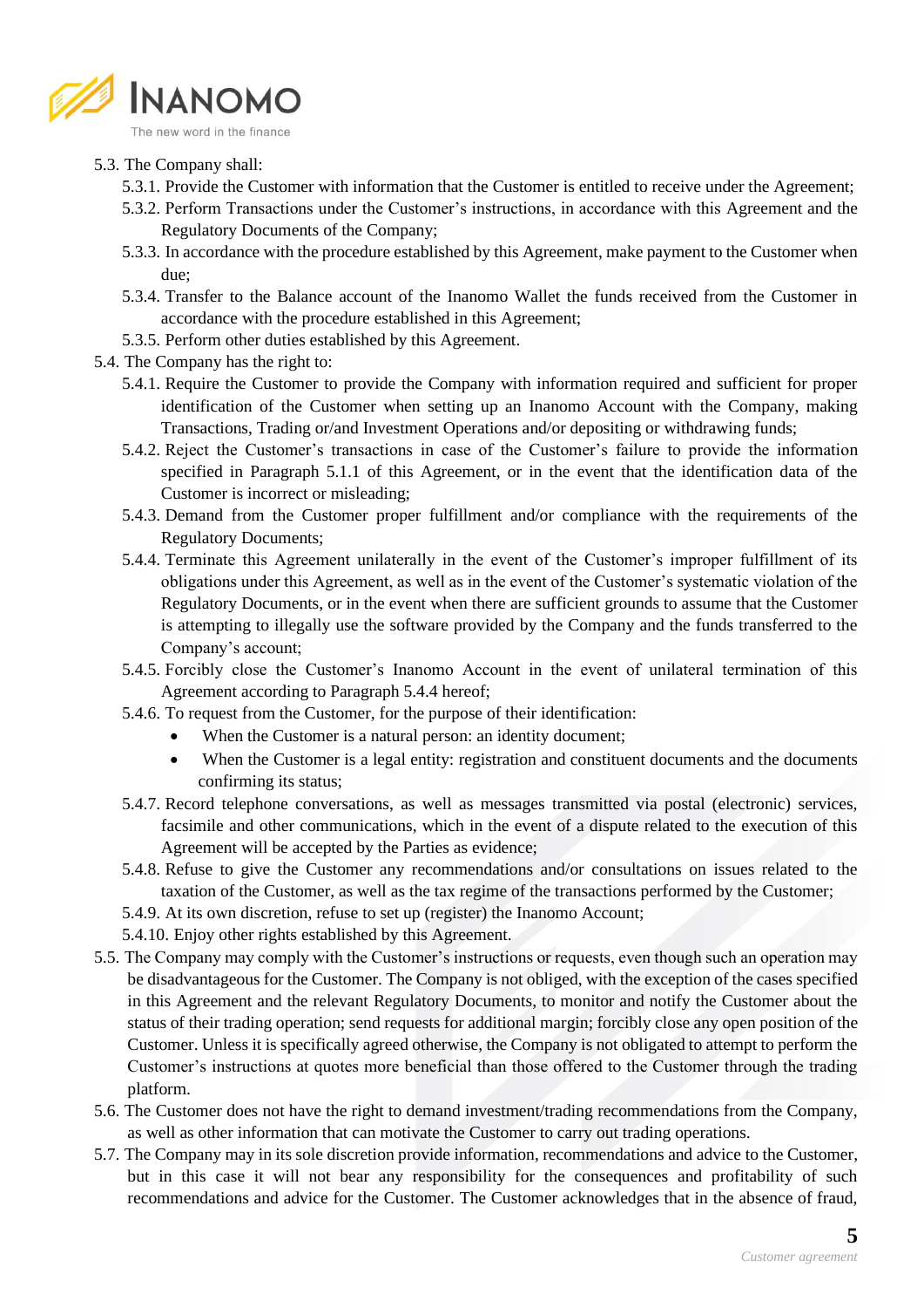5.3. The Company shall:

5.3.1. Provide the Customer with information that the Customer is entitled to receive under the Agreement;

5.3.2. Perform Transactions under the Customer's instructions, in accordance with this Agreement and the Regulatory Documents of the Company;

5.3.3. In accordance with the procedure established by this Agreement, make payment to the Customer when due;

5.3.4. Transfer to the Balance account of the Inanomo Wallet the funds received from the Customer in accordance with the procedure established in this Agreement;

5.3.5. Perform other duties established by this Agreement.

5.4. The Company has the right to:

5.4.1. Require the Customer to provide the Company with information required and sufficient for proper identification of the Customer when setting up an Inanomo Account with the Company, making Transactions, Trading or/and Investment Operations and/or depositing or withdrawing funds;

5.4.2. Reject the Customer's transactions in case of the Customer's failure to provide the information specified in Paragraph 5.1.1 of this Agreement, or in the event that the identification data of the Customer is incorrect or misleading;

5.4.3. Demand from the Customer proper fulfillment and/or compliance with the requirements of the Regulatory Documents;

5.4.4. Terminate this Agreement unilaterally in the event of the Customer's improper fulfillment of its obligations under this Agreement, as well as in the event of the Customer's systematic violation of the Regulatory Documents, or in the event when there are sufficient grounds to assume that the Customer is attempting to illegally use the software provided by the Company and the funds transferred to the Company's account;

5.4.5. Forcibly close the Customer's Inanomo Account in the event of unilateral termination of this Agreement according to Paragraph 5.4.4 hereof;

5.4.6. To request from the Customer, for the purpose of their identification:

- When the Customer is a natural person: an identity document;
- When the Customer is a legal entity: registration and constituent documents and the documents confirming its status;

5.4.7. Record telephone conversations, as well as messages transmitted via postal (electronic) services, facsimile and other communications, which in the event of a dispute related to the execution of this Agreement will be accepted by the Parties as evidence;

5.4.8. Refuse to give the Customer any recommendations and/or consultations on issues related to the taxation of the Customer, as well as the tax regime of the transactions performed by the Customer;

5.4.9. At its own discretion, refuse to set up (register) the Inanomo Account;

5.4.10. Enjoy other rights established by this Agreement.

5.5. The Company may comply with the Customer's instructions or requests, even though such an operation may be disadvantageous for the Customer. The Company is not obliged, with the exception of the cases specified in this Agreement and the relevant Regulatory Documents, to monitor and notify the Customer about the status of their trading operation; send requests for additional margin; forcibly close any open position of the Customer. Unless it is specifically agreed otherwise, the Company is not obligated to attempt to perform the Customer's instructions at quotes more beneficial than those offered to the Customer through the trading platform.

5.6. The Customer does not have the right to demand investment/trading recommendations from the Company, as well as other information that can motivate the Customer to carry out trading operations.

5.7. The Company may in its sole discretion provide information, recommendations and advice to the Customer, but in this case it will not bear any responsibility for the consequences and profitability of such recommendations and advice for the Customer. The Customer acknowledges that in the absence of fraud,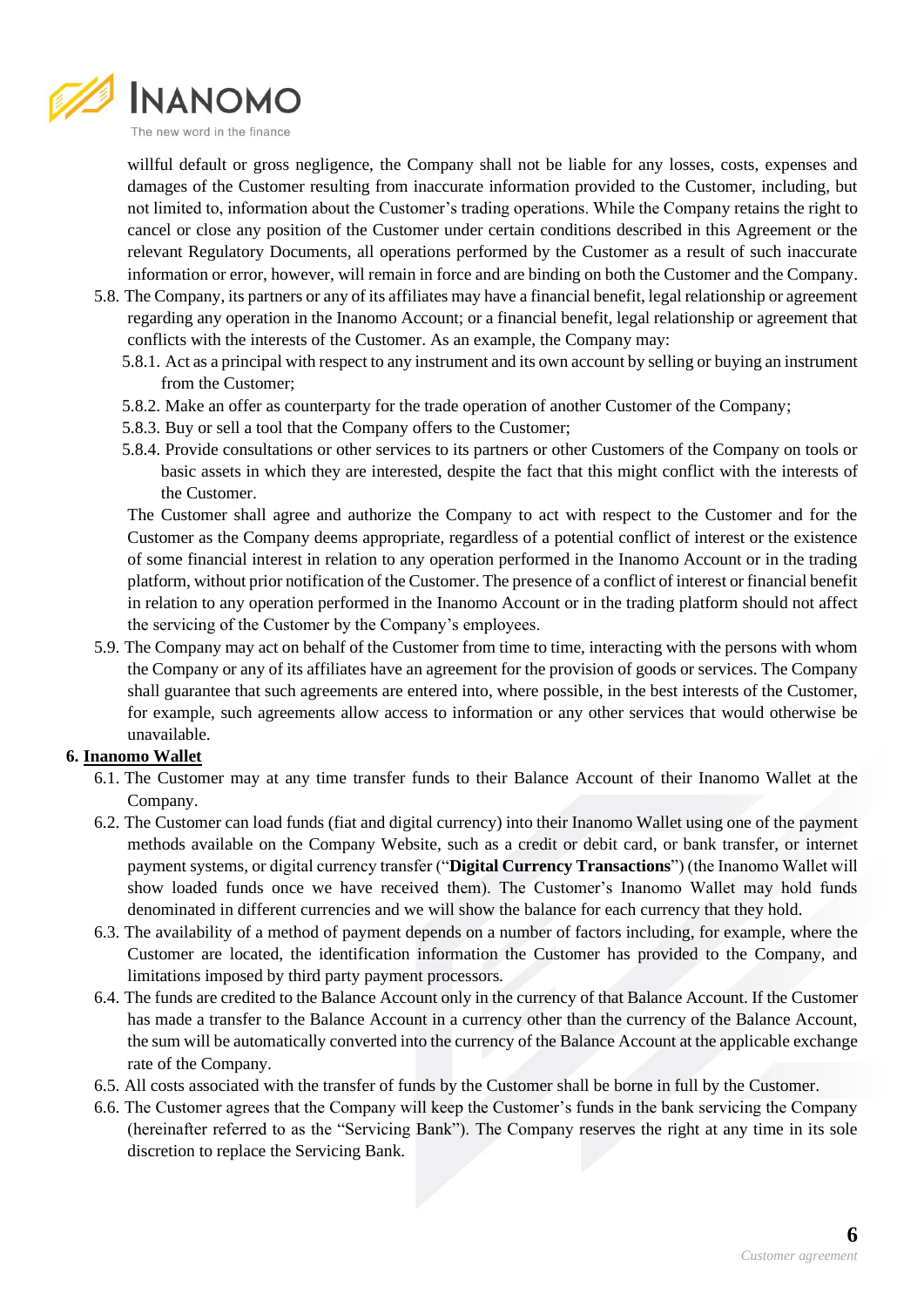willful default or gross negligence, the Company shall not be liable for any losses, costs, expenses and damages of the Customer resulting from inaccurate information provided to the Customer, including, but not limited to, information about the Customer's trading operations. While the Company retains the right to cancel or close any position of the Customer under certain conditions described in this Agreement or the relevant Regulatory Documents, all operations performed by the Customer as a result of such inaccurate information or error, however, will remain in force and are binding on both the Customer and the Company.

5.8. The Company, its partners or any of its affiliates may have a financial benefit, legal relationship or agreement regarding any operation in the Inanomo Account; or a financial benefit, legal relationship or agreement that conflicts with the interests of the Customer. As an example, the Company may:

5.8.1. Act as a principal with respect to any instrument and its own account by selling or buying an instrument from the Customer;

5.8.2. Make an offer as counterparty for the trade operation of another Customer of the Company;

5.8.3. Buy or sell a tool that the Company offers to the Customer;

5.8.4. Provide consultations or other services to its partners or other Customers of the Company on tools or basic assets in which they are interested, despite the fact that this might conflict with the interests of the Customer.

The Customer shall agree and authorize the Company to act with respect to the Customer and for the Customer as the Company deems appropriate, regardless of a potential conflict of interest or the existence of some financial interest in relation to any operation performed in the Inanomo Account or in the trading platform, without prior notification of the Customer. The presence of a conflict of interest or financial benefit in relation to any operation performed in the Inanomo Account or in the trading platform should not affect the servicing of the Customer by the Company's employees.

5.9. The Company may act on behalf of the Customer from time to time, interacting with the persons with whom the Company or any of its affiliates have an agreement for the provision of goods or services. The Company shall guarantee that such agreements are entered into, where possible, in the best interests of the Customer, for example, such agreements allow access to information or any other services that would otherwise be unavailable.

## 6. Inanomo Wallet

6.1. The Customer may at any time transfer funds to their Balance Account of their Inanomo Wallet at the Company.

6.2. The Customer can load funds (fiat and digital currency) into their Inanomo Wallet using one of the payment methods available on the Company Website, such as a credit or debit card, or bank transfer, or internet payment systems, or digital currency transfer ("**Digital Currency Transactions**") (the Inanomo Wallet will show loaded funds once we have received them). The Customer's Inanomo Wallet may hold funds denominated in different currencies and we will show the balance for each currency that they hold.

6.3. The availability of a method of payment depends on a number of factors including, for example, where the Customer are located, the identification information the Customer has provided to the Company, and limitations imposed by third party payment processors.

6.4. The funds are credited to the Balance Account only in the currency of that Balance Account. If the Customer has made a transfer to the Balance Account in a currency other than the currency of the Balance Account, the sum will be automatically converted into the currency of the Balance Account at the applicable exchange rate of the Company.

6.5. All costs associated with the transfer of funds by the Customer shall be borne in full by the Customer.

6.6. The Customer agrees that the Company will keep the Customer's funds in the bank servicing the Company (hereinafter referred to as the "Servicing Bank"). The Company reserves the right at any time in its sole discretion to replace the Servicing Bank.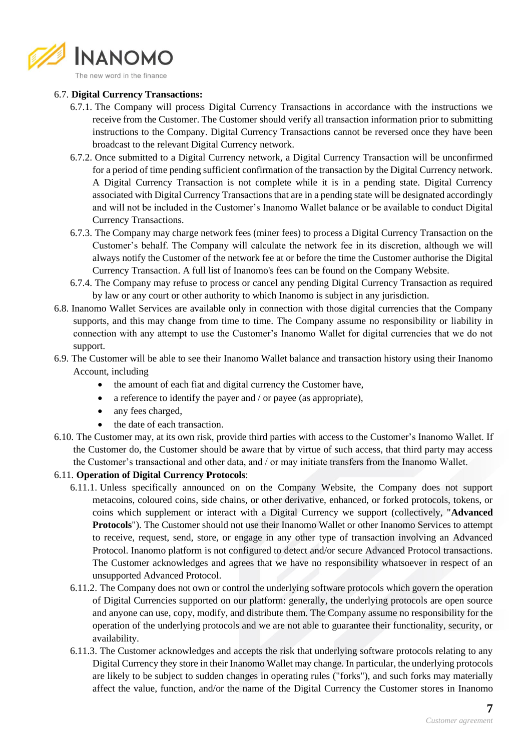6.7. **Digital Currency Transactions:**

6.7.1. The Company will process Digital Currency Transactions in accordance with the instructions we receive from the Customer. The Customer should verify all transaction information prior to submitting instructions to the Company. Digital Currency Transactions cannot be reversed once they have been broadcast to the relevant Digital Currency network.

6.7.2. Once submitted to a Digital Currency network, a Digital Currency Transaction will be unconfirmed for a period of time pending sufficient confirmation of the transaction by the Digital Currency network. A Digital Currency Transaction is not complete while it is in a pending state. Digital Currency associated with Digital Currency Transactions that are in a pending state will be designated accordingly and will not be included in the Customer's Inanomo Wallet balance or be available to conduct Digital Currency Transactions.

6.7.3. The Company may charge network fees (miner fees) to process a Digital Currency Transaction on the Customer's behalf. The Company will calculate the network fee in its discretion, although we will always notify the Customer of the network fee at or before the time the Customer authorise the Digital Currency Transaction. A full list of Inanomo's fees can be found on the Company Website.

6.7.4. The Company may refuse to process or cancel any pending Digital Currency Transaction as required by law or any court or other authority to which Inanomo is subject in any jurisdiction.

6.8. Inanomo Wallet Services are available only in connection with those digital currencies that the Company supports, and this may change from time to time. The Company assume no responsibility or liability in connection with any attempt to use the Customer's Inanomo Wallet for digital currencies that we do not support.

6.9. The Customer will be able to see their Inanomo Wallet balance and transaction history using their Inanomo Account, including

- the amount of each fiat and digital currency the Customer have,
- a reference to identify the payer and / or payee (as appropriate),
- any fees charged,
- the date of each transaction.

6.10. The Customer may, at its own risk, provide third parties with access to the Customer's Inanomo Wallet. If the Customer do, the Customer should be aware that by virtue of such access, that third party may access the Customer's transactional and other data, and / or may initiate transfers from the Inanomo Wallet.

6.11. **Operation of Digital Currency Protocols**:

6.11.1. Unless specifically announced on on the Company Website, the Company does not support metacoins, coloured coins, side chains, or other derivative, enhanced, or forked protocols, tokens, or coins which supplement or interact with a Digital Currency we support (collectively, "**Advanced Protocols**"). The Customer should not use their Inanomo Wallet or other Inanomo Services to attempt to receive, request, send, store, or engage in any other type of transaction involving an Advanced Protocol. Inanomo platform is not configured to detect and/or secure Advanced Protocol transactions. The Customer acknowledges and agrees that we have no responsibility whatsoever in respect of an unsupported Advanced Protocol.

6.11.2. The Company does not own or control the underlying software protocols which govern the operation of Digital Currencies supported on our platform: generally, the underlying protocols are open source and anyone can use, copy, modify, and distribute them. The Company assume no responsibility for the operation of the underlying protocols and we are not able to guarantee their functionality, security, or availability.

6.11.3. The Customer acknowledges and accepts the risk that underlying software protocols relating to any Digital Currency they store in their Inanomo Wallet may change. In particular, the underlying protocols are likely to be subject to sudden changes in operating rules ("forks"), and such forks may materially affect the value, function, and/or the name of the Digital Currency the Customer stores in Inanomo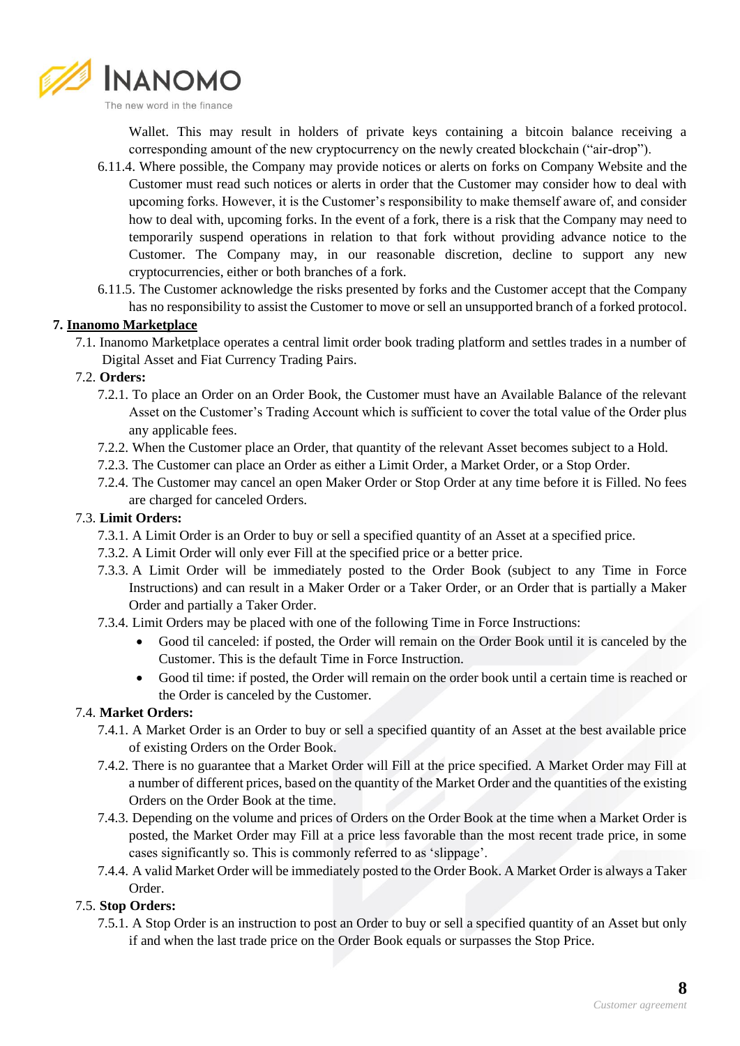Wallet. This may result in holders of private keys containing a bitcoin balance receiving a corresponding amount of the new cryptocurrency on the newly created blockchain ("air-drop").

6.11.4. Where possible, the Company may provide notices or alerts on forks on Company Website and the Customer must read such notices or alerts in order that the Customer may consider how to deal with upcoming forks. However, it is the Customer's responsibility to make themself aware of, and consider how to deal with, upcoming forks. In the event of a fork, there is a risk that the Company may need to temporarily suspend operations in relation to that fork without providing advance notice to the Customer. The Company may, in our reasonable discretion, decline to support any new cryptocurrencies, either or both branches of a fork.

6.11.5. The Customer acknowledge the risks presented by forks and the Customer accept that the Company has no responsibility to assist the Customer to move or sell an unsupported branch of a forked protocol.

## 7. Inanomo Marketplace

7.1. Inanomo Marketplace operates a central limit order book trading platform and settles trades in a number of Digital Asset and Fiat Currency Trading Pairs.

7.2. **Orders:**

7.2.1. To place an Order on an Order Book, the Customer must have an Available Balance of the relevant Asset on the Customer's Trading Account which is sufficient to cover the total value of the Order plus any applicable fees.

7.2.2. When the Customer place an Order, that quantity of the relevant Asset becomes subject to a Hold.

7.2.3. The Customer can place an Order as either a Limit Order, a Market Order, or a Stop Order.

7.2.4. The Customer may cancel an open Maker Order or Stop Order at any time before it is Filled. No fees are charged for canceled Orders.

7.3. **Limit Orders:**

7.3.1. A Limit Order is an Order to buy or sell a specified quantity of an Asset at a specified price.

7.3.2. A Limit Order will only ever Fill at the specified price or a better price.

7.3.3. A Limit Order will be immediately posted to the Order Book (subject to any Time in Force Instructions) and can result in a Maker Order or a Taker Order, or an Order that is partially a Maker Order and partially a Taker Order.

7.3.4. Limit Orders may be placed with one of the following Time in Force Instructions:

- Good til canceled: if posted, the Order will remain on the Order Book until it is canceled by the Customer. This is the default Time in Force Instruction.
- Good til time: if posted, the Order will remain on the order book until a certain time is reached or the Order is canceled by the Customer.

7.4. **Market Orders:**

7.4.1. A Market Order is an Order to buy or sell a specified quantity of an Asset at the best available price of existing Orders on the Order Book.

7.4.2. There is no guarantee that a Market Order will Fill at the price specified. A Market Order may Fill at a number of different prices, based on the quantity of the Market Order and the quantities of the existing Orders on the Order Book at the time.

7.4.3. Depending on the volume and prices of Orders on the Order Book at the time when a Market Order is posted, the Market Order may Fill at a price less favorable than the most recent trade price, in some cases significantly so. This is commonly referred to as 'slippage'.

7.4.4. A valid Market Order will be immediately posted to the Order Book. A Market Order is always a Taker Order.

7.5. **Stop Orders:**

7.5.1. A Stop Order is an instruction to post an Order to buy or sell a specified quantity of an Asset but only if and when the last trade price on the Order Book equals or surpasses the Stop Price.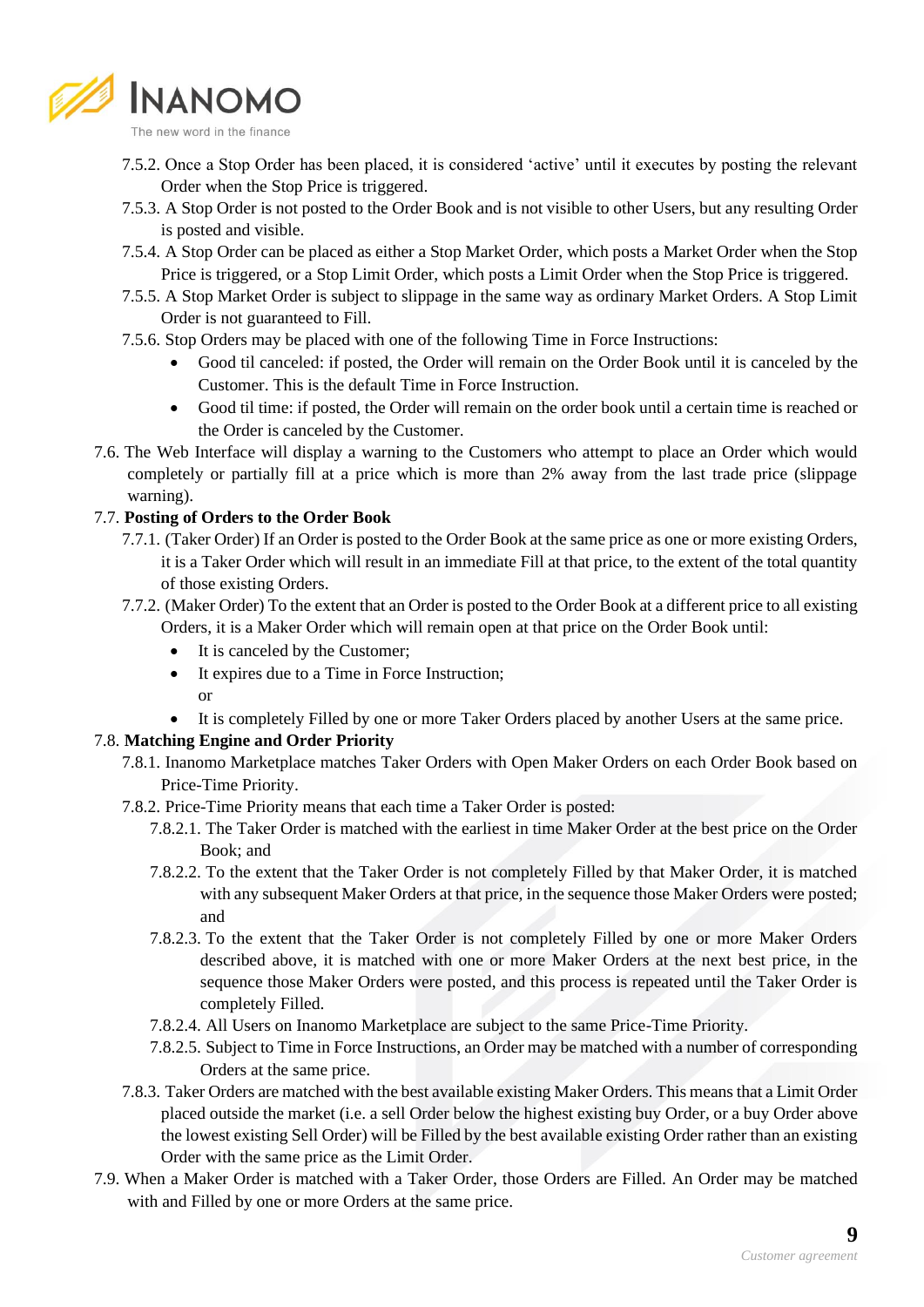7.5.2. Once a Stop Order has been placed, it is considered 'active' until it executes by posting the relevant Order when the Stop Price is triggered.

7.5.3. A Stop Order is not posted to the Order Book and is not visible to other Users, but any resulting Order is posted and visible.

7.5.4. A Stop Order can be placed as either a Stop Market Order, which posts a Market Order when the Stop Price is triggered, or a Stop Limit Order, which posts a Limit Order when the Stop Price is triggered.

7.5.5. A Stop Market Order is subject to slippage in the same way as ordinary Market Orders. A Stop Limit Order is not guaranteed to Fill.

7.5.6. Stop Orders may be placed with one of the following Time in Force Instructions:

- Good til canceled: if posted, the Order will remain on the Order Book until it is canceled by the Customer. This is the default Time in Force Instruction.
- Good til time: if posted, the Order will remain on the order book until a certain time is reached or the Order is canceled by the Customer.

7.6. The Web Interface will display a warning to the Customers who attempt to place an Order which would completely or partially fill at a price which is more than 2% away from the last trade price (slippage warning).

7.7. **Posting of Orders to the Order Book**

7.7.1. (Taker Order) If an Order is posted to the Order Book at the same price as one or more existing Orders, it is a Taker Order which will result in an immediate Fill at that price, to the extent of the total quantity of those existing Orders.

7.7.2. (Maker Order) To the extent that an Order is posted to the Order Book at a different price to all existing Orders, it is a Maker Order which will remain open at that price on the Order Book until:

- It is canceled by the Customer;
- It expires due to a Time in Force Instruction;
  or
- It is completely Filled by one or more Taker Orders placed by another Users at the same price.

7.8. **Matching Engine and Order Priority**

7.8.1. Inanomo Marketplace matches Taker Orders with Open Maker Orders on each Order Book based on Price-Time Priority.

7.8.2. Price-Time Priority means that each time a Taker Order is posted:

7.8.2.1. The Taker Order is matched with the earliest in time Maker Order at the best price on the Order Book; and

7.8.2.2. To the extent that the Taker Order is not completely Filled by that Maker Order, it is matched with any subsequent Maker Orders at that price, in the sequence those Maker Orders were posted; and

7.8.2.3. To the extent that the Taker Order is not completely Filled by one or more Maker Orders described above, it is matched with one or more Maker Orders at the next best price, in the sequence those Maker Orders were posted, and this process is repeated until the Taker Order is completely Filled.

7.8.2.4. All Users on Inanomo Marketplace are subject to the same Price-Time Priority.

7.8.2.5. Subject to Time in Force Instructions, an Order may be matched with a number of corresponding Orders at the same price.

7.8.3. Taker Orders are matched with the best available existing Maker Orders. This means that a Limit Order placed outside the market (i.e. a sell Order below the highest existing buy Order, or a buy Order above the lowest existing Sell Order) will be Filled by the best available existing Order rather than an existing Order with the same price as the Limit Order.

7.9. When a Maker Order is matched with a Taker Order, those Orders are Filled. An Order may be matched with and Filled by one or more Orders at the same price.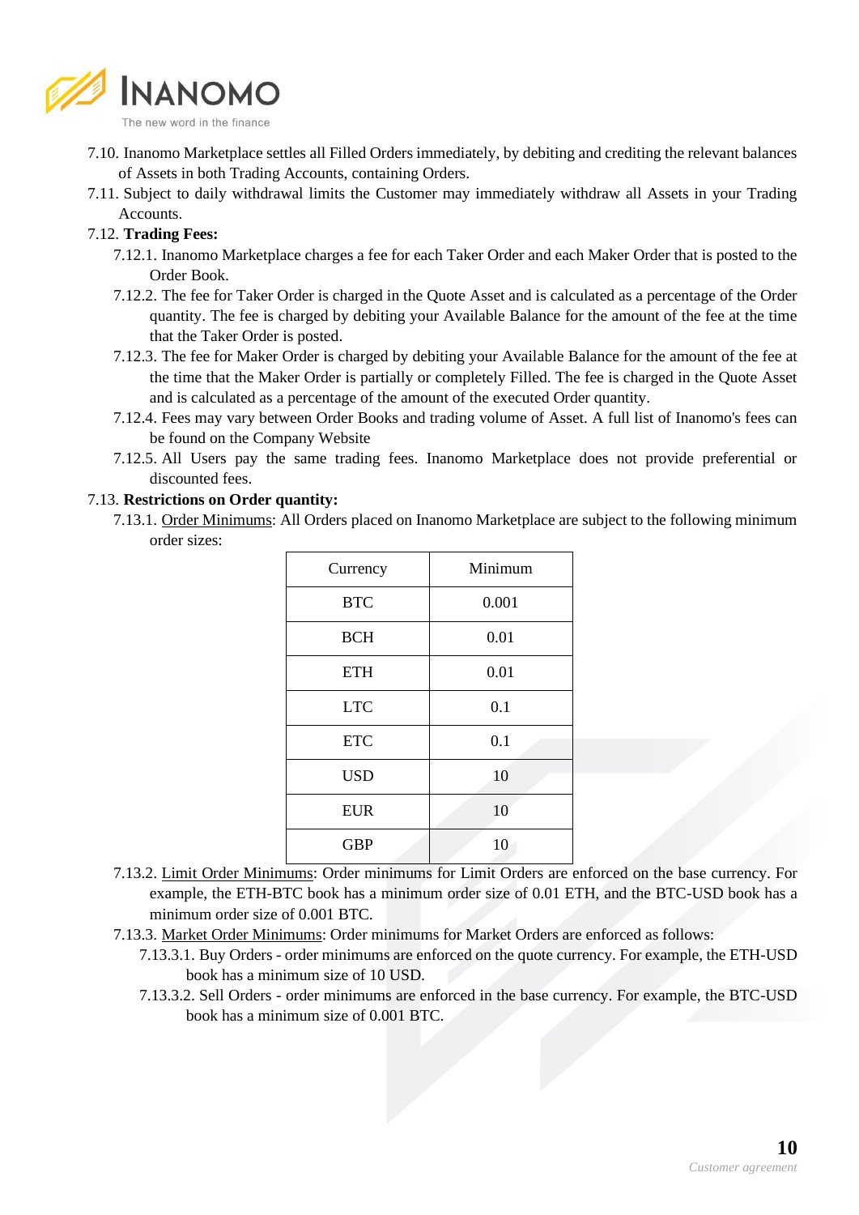7.10. Inanomo Marketplace settles all Filled Orders immediately, by debiting and crediting the relevant balances of Assets in both Trading Accounts, containing Orders.

7.11. Subject to daily withdrawal limits the Customer may immediately withdraw all Assets in your Trading Accounts.

7.12. **Trading Fees:**

7.12.1. Inanomo Marketplace charges a fee for each Taker Order and each Maker Order that is posted to the Order Book.

7.12.2. The fee for Taker Order is charged in the Quote Asset and is calculated as a percentage of the Order quantity. The fee is charged by debiting your Available Balance for the amount of the fee at the time that the Taker Order is posted.

7.12.3. The fee for Maker Order is charged by debiting your Available Balance for the amount of the fee at the time that the Maker Order is partially or completely Filled. The fee is charged in the Quote Asset and is calculated as a percentage of the amount of the executed Order quantity.

7.12.4. Fees may vary between Order Books and trading volume of Asset. A full list of Inanomo's fees can be found on the Company Website

7.12.5. All Users pay the same trading fees. Inanomo Marketplace does not provide preferential or discounted fees.

7.13. **Restrictions on Order quantity:**

7.13.1. Order Minimums: All Orders placed on Inanomo Marketplace are subject to the following minimum order sizes:

| Currency | Minimum |
|---|---|
| BTC | 0.001 |
| BCH | 0.01 |
| ETH | 0.01 |
| LTC | 0.1 |
| ETC | 0.1 |
| USD | 10 |
| EUR | 10 |
| GBP | 10 |

7.13.2. Limit Order Minimums: Order minimums for Limit Orders are enforced on the base currency. For example, the ETH-BTC book has a minimum order size of 0.01 ETH, and the BTC-USD book has a minimum order size of 0.001 BTC.

7.13.3. Market Order Minimums: Order minimums for Market Orders are enforced as follows:

7.13.3.1. Buy Orders - order minimums are enforced on the quote currency. For example, the ETH-USD book has a minimum size of 10 USD.

7.13.3.2. Sell Orders - order minimums are enforced in the base currency. For example, the BTC-USD book has a minimum size of 0.001 BTC.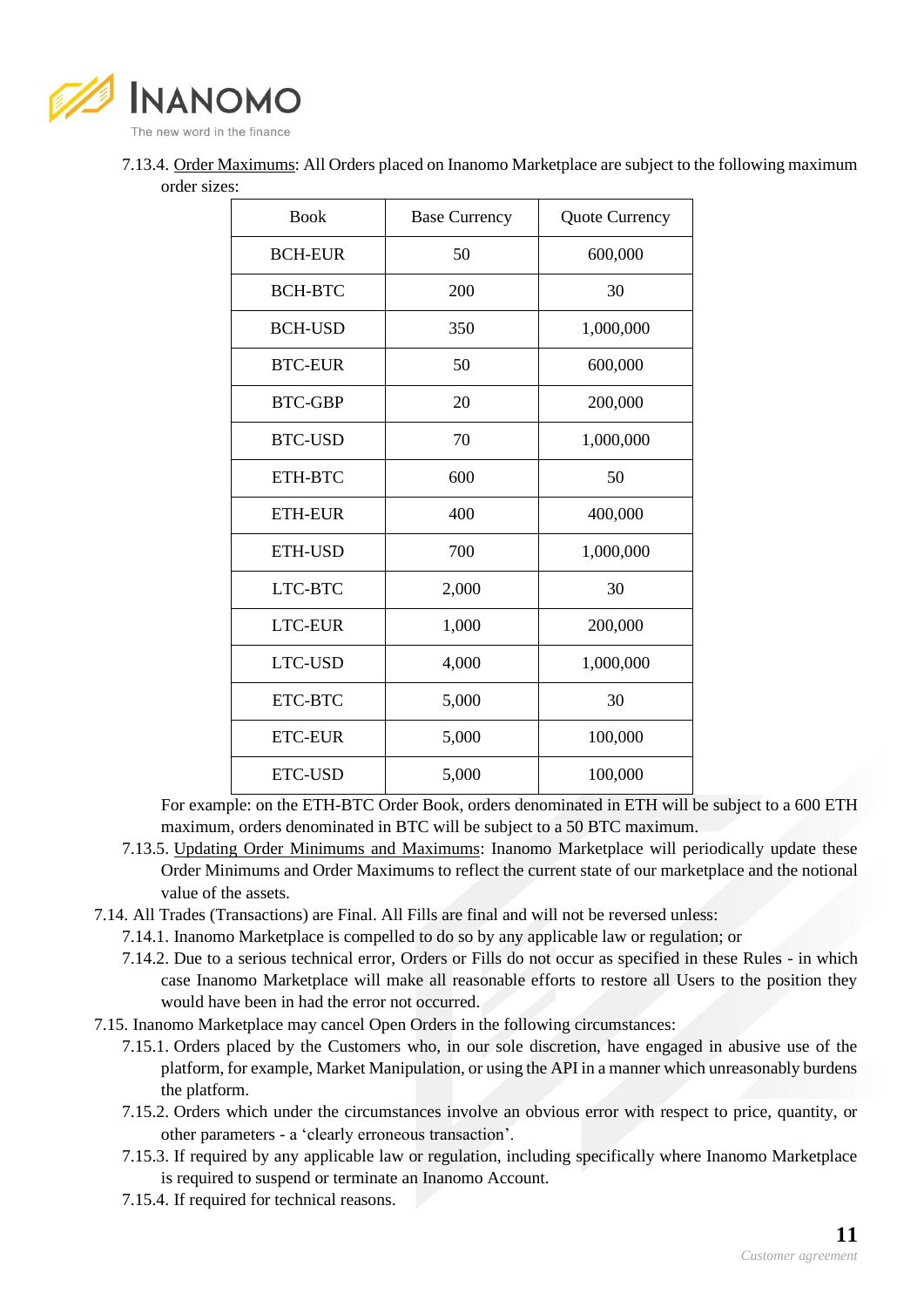7.13.4. <u>Order Maximums</u>: All Orders placed on Inanomo Marketplace are subject to the following maximum order sizes:

| Book | Base Currency | Quote Currency |
|---|---|---|
| BCH-EUR | 50 | 600,000 |
| BCH-BTC | 200 | 30 |
| BCH-USD | 350 | 1,000,000 |
| BTC-EUR | 50 | 600,000 |
| BTC-GBP | 20 | 200,000 |
| BTC-USD | 70 | 1,000,000 |
| ETH-BTC | 600 | 50 |
| ETH-EUR | 400 | 400,000 |
| ETH-USD | 700 | 1,000,000 |
| LTC-BTC | 2,000 | 30 |
| LTC-EUR | 1,000 | 200,000 |
| LTC-USD | 4,000 | 1,000,000 |
| ETC-BTC | 5,000 | 30 |
| ETC-EUR | 5,000 | 100,000 |
| ETC-USD | 5,000 | 100,000 |

For example: on the ETH-BTC Order Book, orders denominated in ETH will be subject to a 600 ETH maximum, orders denominated in BTC will be subject to a 50 BTC maximum.

7.13.5. <u>Updating Order Minimums and Maximums</u>: Inanomo Marketplace will periodically update these Order Minimums and Order Maximums to reflect the current state of our marketplace and the notional value of the assets.

7.14. All Trades (Transactions) are Final. All Fills are final and will not be reversed unless:

7.14.1. Inanomo Marketplace is compelled to do so by any applicable law or regulation; or

7.14.2. Due to a serious technical error, Orders or Fills do not occur as specified in these Rules - in which case Inanomo Marketplace will make all reasonable efforts to restore all Users to the position they would have been in had the error not occurred.

7.15. Inanomo Marketplace may cancel Open Orders in the following circumstances:

7.15.1. Orders placed by the Customers who, in our sole discretion, have engaged in abusive use of the platform, for example, Market Manipulation, or using the API in a manner which unreasonably burdens the platform.

7.15.2. Orders which under the circumstances involve an obvious error with respect to price, quantity, or other parameters - a 'clearly erroneous transaction'.

7.15.3. If required by any applicable law or regulation, including specifically where Inanomo Marketplace is required to suspend or terminate an Inanomo Account.

7.15.4. If required for technical reasons.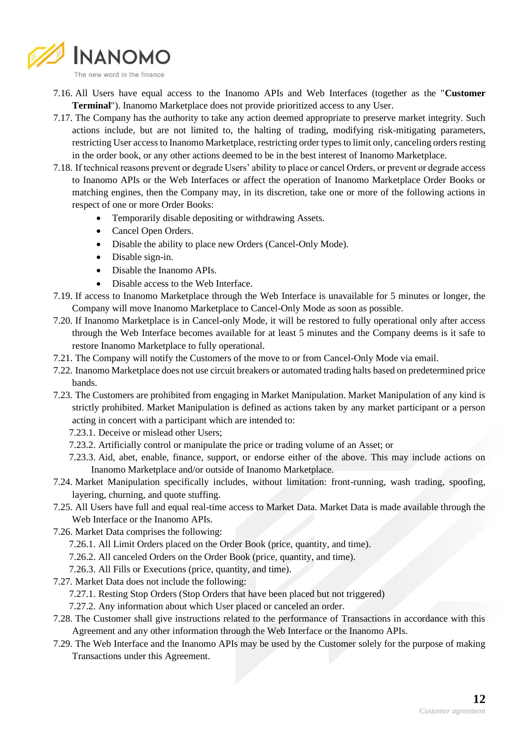7.16. All Users have equal access to the Inanomo APIs and Web Interfaces (together as the "**Customer Terminal**"). Inanomo Marketplace does not provide prioritized access to any User.

7.17. The Company has the authority to take any action deemed appropriate to preserve market integrity. Such actions include, but are not limited to, the halting of trading, modifying risk-mitigating parameters, restricting User access to Inanomo Marketplace, restricting order types to limit only, canceling orders resting in the order book, or any other actions deemed to be in the best interest of Inanomo Marketplace.

7.18. If technical reasons prevent or degrade Users' ability to place or cancel Orders, or prevent or degrade access to Inanomo APIs or the Web Interfaces or affect the operation of Inanomo Marketplace Order Books or matching engines, then the Company may, in its discretion, take one or more of the following actions in respect of one or more Order Books:

- Temporarily disable depositing or withdrawing Assets.
- Cancel Open Orders.
- Disable the ability to place new Orders (Cancel-Only Mode).
- Disable sign-in.
- Disable the Inanomo APIs.
- Disable access to the Web Interface.

7.19. If access to Inanomo Marketplace through the Web Interface is unavailable for 5 minutes or longer, the Company will move Inanomo Marketplace to Cancel-Only Mode as soon as possible.

7.20. If Inanomo Marketplace is in Cancel-only Mode, it will be restored to fully operational only after access through the Web Interface becomes available for at least 5 minutes and the Company deems is it safe to restore Inanomo Marketplace to fully operational.

7.21. The Company will notify the Customers of the move to or from Cancel-Only Mode via email.

7.22. Inanomo Marketplace does not use circuit breakers or automated trading halts based on predetermined price bands.

7.23. The Customers are prohibited from engaging in Market Manipulation. Market Manipulation of any kind is strictly prohibited. Market Manipulation is defined as actions taken by any market participant or a person acting in concert with a participant which are intended to:

7.23.1. Deceive or mislead other Users;

7.23.2. Artificially control or manipulate the price or trading volume of an Asset; or

7.23.3. Aid, abet, enable, finance, support, or endorse either of the above. This may include actions on Inanomo Marketplace and/or outside of Inanomo Marketplace.

7.24. Market Manipulation specifically includes, without limitation: front-running, wash trading, spoofing, layering, churning, and quote stuffing.

7.25. All Users have full and equal real-time access to Market Data. Market Data is made available through the Web Interface or the Inanomo APIs.

7.26. Market Data comprises the following:

7.26.1. All Limit Orders placed on the Order Book (price, quantity, and time).

7.26.2. All canceled Orders on the Order Book (price, quantity, and time).

7.26.3. All Fills or Executions (price, quantity, and time).

7.27. Market Data does not include the following:

7.27.1. Resting Stop Orders (Stop Orders that have been placed but not triggered)

7.27.2. Any information about which User placed or canceled an order.

7.28. The Customer shall give instructions related to the performance of Transactions in accordance with this Agreement and any other information through the Web Interface or the Inanomo APIs.

7.29. The Web Interface and the Inanomo APIs may be used by the Customer solely for the purpose of making Transactions under this Agreement.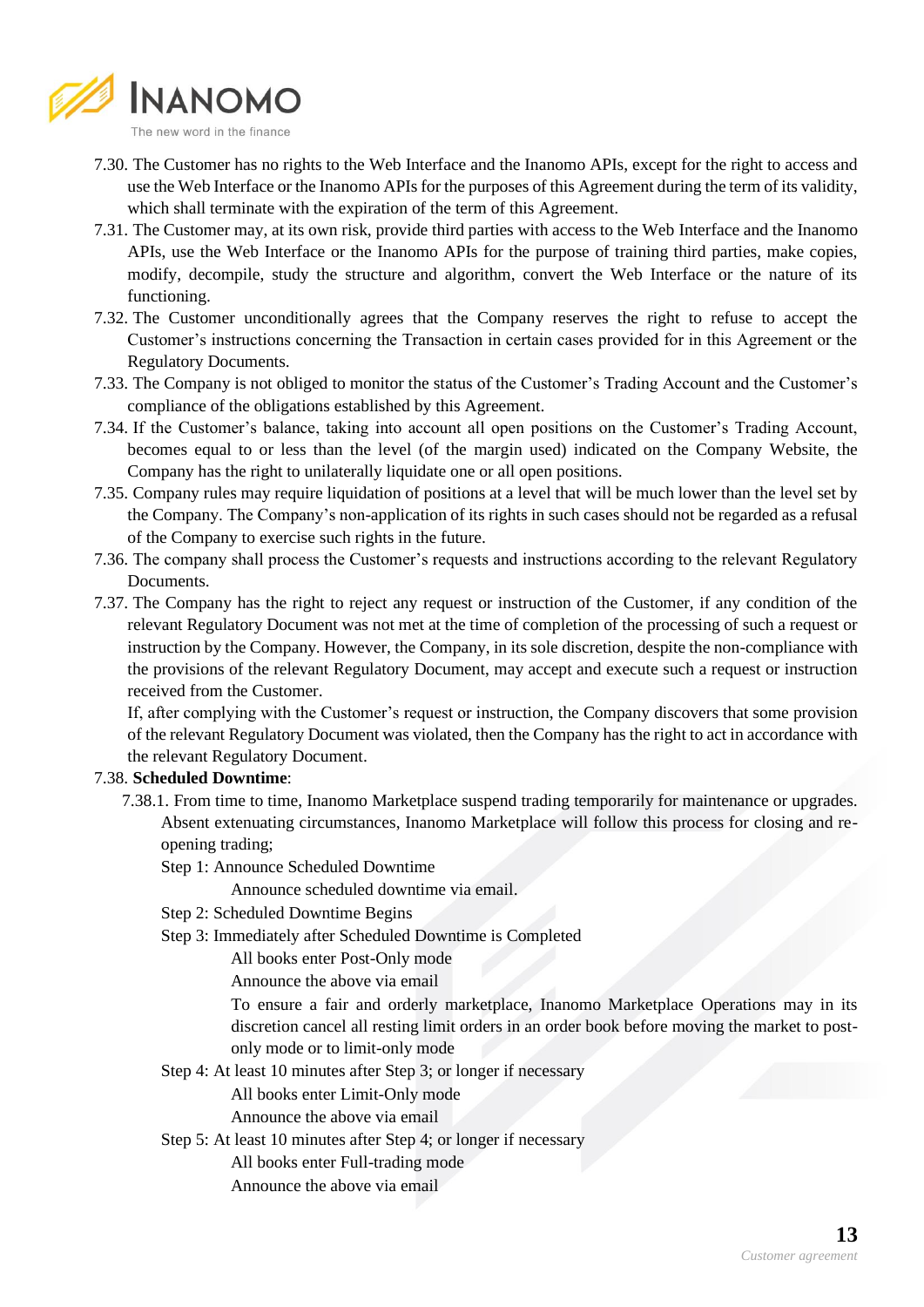7.30. The Customer has no rights to the Web Interface and the Inanomo APIs, except for the right to access and use the Web Interface or the Inanomo APIs for the purposes of this Agreement during the term of its validity, which shall terminate with the expiration of the term of this Agreement.

7.31. The Customer may, at its own risk, provide third parties with access to the Web Interface and the Inanomo APIs, use the Web Interface or the Inanomo APIs for the purpose of training third parties, make copies, modify, decompile, study the structure and algorithm, convert the Web Interface or the nature of its functioning.

7.32. The Customer unconditionally agrees that the Company reserves the right to refuse to accept the Customer's instructions concerning the Transaction in certain cases provided for in this Agreement or the Regulatory Documents.

7.33. The Company is not obliged to monitor the status of the Customer's Trading Account and the Customer's compliance of the obligations established by this Agreement.

7.34. If the Customer's balance, taking into account all open positions on the Customer's Trading Account, becomes equal to or less than the level (of the margin used) indicated on the Company Website, the Company has the right to unilaterally liquidate one or all open positions.

7.35. Company rules may require liquidation of positions at a level that will be much lower than the level set by the Company. The Company's non-application of its rights in such cases should not be regarded as a refusal of the Company to exercise such rights in the future.

7.36. The company shall process the Customer's requests and instructions according to the relevant Regulatory Documents.

7.37. The Company has the right to reject any request or instruction of the Customer, if any condition of the relevant Regulatory Document was not met at the time of completion of the processing of such a request or instruction by the Company. However, the Company, in its sole discretion, despite the non-compliance with the provisions of the relevant Regulatory Document, may accept and execute such a request or instruction received from the Customer.

If, after complying with the Customer's request or instruction, the Company discovers that some provision of the relevant Regulatory Document was violated, then the Company has the right to act in accordance with the relevant Regulatory Document.

7.38. **Scheduled Downtime**:

7.38.1. From time to time, Inanomo Marketplace suspend trading temporarily for maintenance or upgrades. Absent extenuating circumstances, Inanomo Marketplace will follow this process for closing and re-opening trading;

Step 1: Announce Scheduled Downtime

Announce scheduled downtime via email.

Step 2: Scheduled Downtime Begins

Step 3: Immediately after Scheduled Downtime is Completed

All books enter Post-Only mode

Announce the above via email

To ensure a fair and orderly marketplace, Inanomo Marketplace Operations may in its discretion cancel all resting limit orders in an order book before moving the market to post-only mode or to limit-only mode

Step 4: At least 10 minutes after Step 3; or longer if necessary

All books enter Limit-Only mode

Announce the above via email

Step 5: At least 10 minutes after Step 4; or longer if necessary

All books enter Full-trading mode

Announce the above via email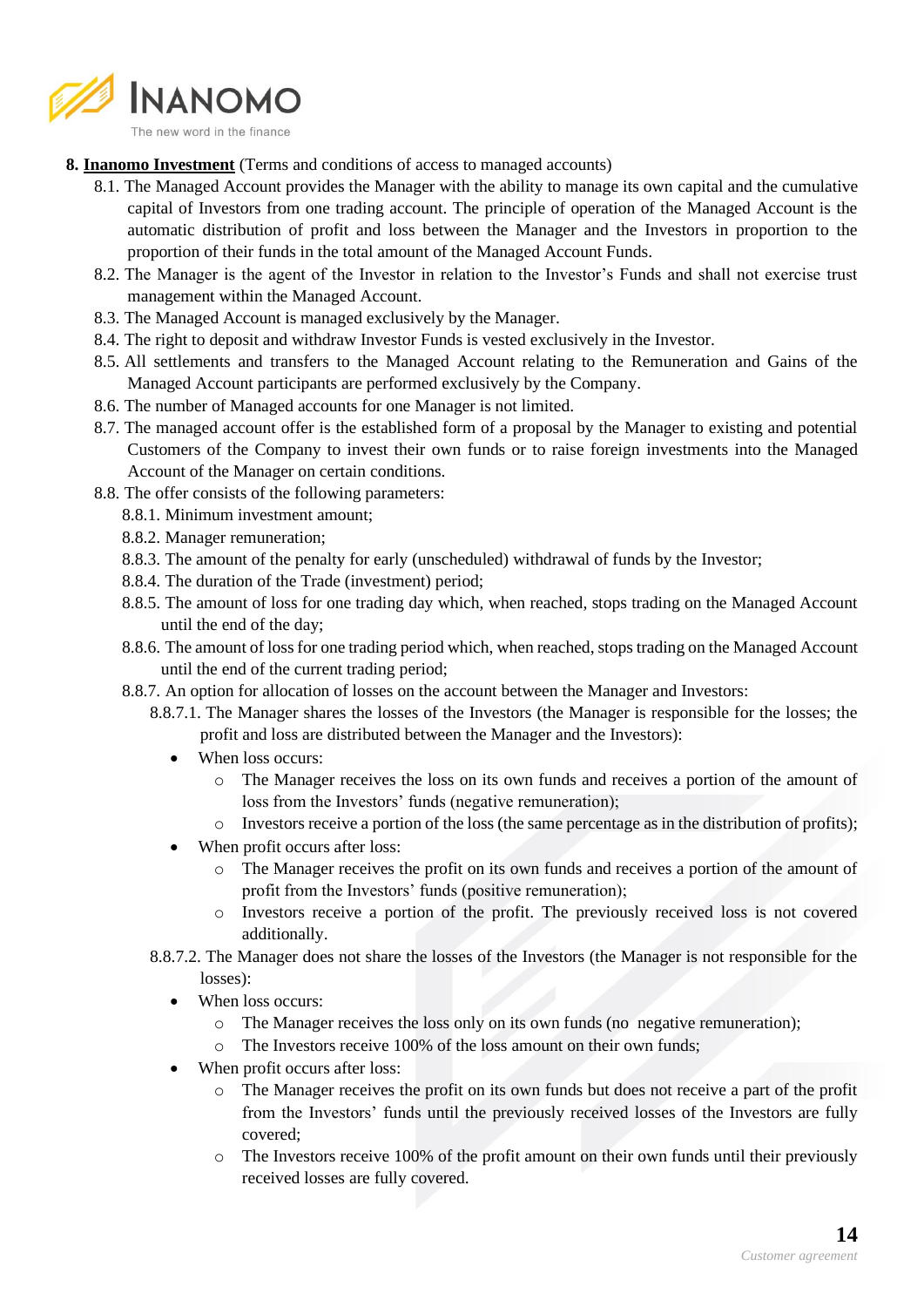**8. <u>Inanomo Investment</u>** (Terms and conditions of access to managed accounts)

8.1. The Managed Account provides the Manager with the ability to manage its own capital and the cumulative capital of Investors from one trading account. The principle of operation of the Managed Account is the automatic distribution of profit and loss between the Manager and the Investors in proportion to the proportion of their funds in the total amount of the Managed Account Funds.

8.2. The Manager is the agent of the Investor in relation to the Investor's Funds and shall not exercise trust management within the Managed Account.

8.3. The Managed Account is managed exclusively by the Manager.

8.4. The right to deposit and withdraw Investor Funds is vested exclusively in the Investor.

8.5. All settlements and transfers to the Managed Account relating to the Remuneration and Gains of the Managed Account participants are performed exclusively by the Company.

8.6. The number of Managed accounts for one Manager is not limited.

8.7. The managed account offer is the established form of a proposal by the Manager to existing and potential Customers of the Company to invest their own funds or to raise foreign investments into the Managed Account of the Manager on certain conditions.

8.8. The offer consists of the following parameters:

8.8.1. Minimum investment amount;

8.8.2. Manager remuneration;

8.8.3. The amount of the penalty for early (unscheduled) withdrawal of funds by the Investor;

8.8.4. The duration of the Trade (investment) period;

8.8.5. The amount of loss for one trading day which, when reached, stops trading on the Managed Account until the end of the day;

8.8.6. The amount of loss for one trading period which, when reached, stops trading on the Managed Account until the end of the current trading period;

8.8.7. An option for allocation of losses on the account between the Manager and Investors:

8.8.7.1. The Manager shares the losses of the Investors (the Manager is responsible for the losses; the profit and loss are distributed between the Manager and the Investors):

- When loss occurs:
  - The Manager receives the loss on its own funds and receives a portion of the amount of loss from the Investors' funds (negative remuneration);
  - Investors receive a portion of the loss (the same percentage as in the distribution of profits);
- When profit occurs after loss:
  - The Manager receives the profit on its own funds and receives a portion of the amount of profit from the Investors' funds (positive remuneration);
  - Investors receive a portion of the profit. The previously received loss is not covered additionally.

8.8.7.2. The Manager does not share the losses of the Investors (the Manager is not responsible for the losses):

- When loss occurs:
  - The Manager receives the loss only on its own funds (no negative remuneration);
  - The Investors receive 100% of the loss amount on their own funds;
- When profit occurs after loss:
  - The Manager receives the profit on its own funds but does not receive a part of the profit from the Investors' funds until the previously received losses of the Investors are fully covered;
  - The Investors receive 100% of the profit amount on their own funds until their previously received losses are fully covered.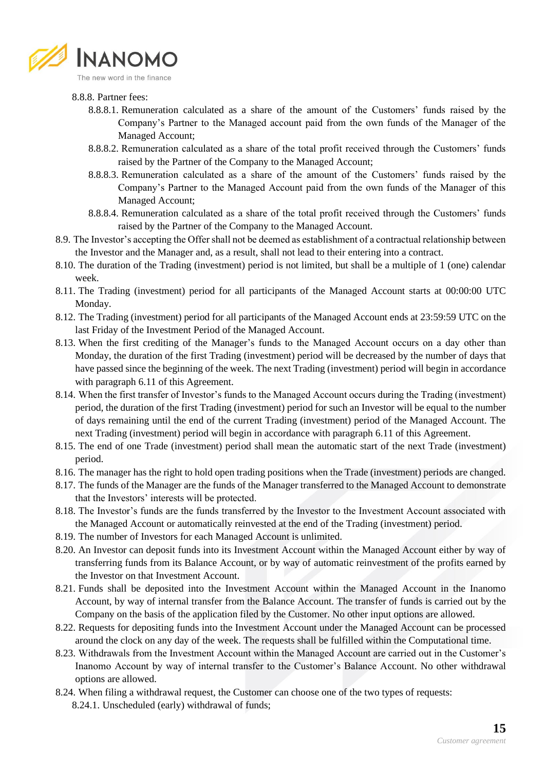8.8.8. Partner fees:

8.8.8.1. Remuneration calculated as a share of the amount of the Customers' funds raised by the Company's Partner to the Managed account paid from the own funds of the Manager of the Managed Account;

8.8.8.2. Remuneration calculated as a share of the total profit received through the Customers' funds raised by the Partner of the Company to the Managed Account;

8.8.8.3. Remuneration calculated as a share of the amount of the Customers' funds raised by the Company's Partner to the Managed Account paid from the own funds of the Manager of this Managed Account;

8.8.8.4. Remuneration calculated as a share of the total profit received through the Customers' funds raised by the Partner of the Company to the Managed Account.

8.9. The Investor's accepting the Offer shall not be deemed as establishment of a contractual relationship between the Investor and the Manager and, as a result, shall not lead to their entering into a contract.

8.10. The duration of the Trading (investment) period is not limited, but shall be a multiple of 1 (one) calendar week.

8.11. The Trading (investment) period for all participants of the Managed Account starts at 00:00:00 UTC Monday.

8.12. The Trading (investment) period for all participants of the Managed Account ends at 23:59:59 UTC on the last Friday of the Investment Period of the Managed Account.

8.13. When the first crediting of the Manager's funds to the Managed Account occurs on a day other than Monday, the duration of the first Trading (investment) period will be decreased by the number of days that have passed since the beginning of the week. The next Trading (investment) period will begin in accordance with paragraph 6.11 of this Agreement.

8.14. When the first transfer of Investor's funds to the Managed Account occurs during the Trading (investment) period, the duration of the first Trading (investment) period for such an Investor will be equal to the number of days remaining until the end of the current Trading (investment) period of the Managed Account. The next Trading (investment) period will begin in accordance with paragraph 6.11 of this Agreement.

8.15. The end of one Trade (investment) period shall mean the automatic start of the next Trade (investment) period.

8.16. The manager has the right to hold open trading positions when the Trade (investment) periods are changed.

8.17. The funds of the Manager are the funds of the Manager transferred to the Managed Account to demonstrate that the Investors' interests will be protected.

8.18. The Investor's funds are the funds transferred by the Investor to the Investment Account associated with the Managed Account or automatically reinvested at the end of the Trading (investment) period.

8.19. The number of Investors for each Managed Account is unlimited.

8.20. An Investor can deposit funds into its Investment Account within the Managed Account either by way of transferring funds from its Balance Account, or by way of automatic reinvestment of the profits earned by the Investor on that Investment Account.

8.21. Funds shall be deposited into the Investment Account within the Managed Account in the Inanomo Account, by way of internal transfer from the Balance Account. The transfer of funds is carried out by the Company on the basis of the application filed by the Customer. No other input options are allowed.

8.22. Requests for depositing funds into the Investment Account under the Managed Account can be processed around the clock on any day of the week. The requests shall be fulfilled within the Computational time.

8.23. Withdrawals from the Investment Account within the Managed Account are carried out in the Customer's Inanomo Account by way of internal transfer to the Customer's Balance Account. No other withdrawal options are allowed.

8.24. When filing a withdrawal request, the Customer can choose one of the two types of requests:

8.24.1. Unscheduled (early) withdrawal of funds;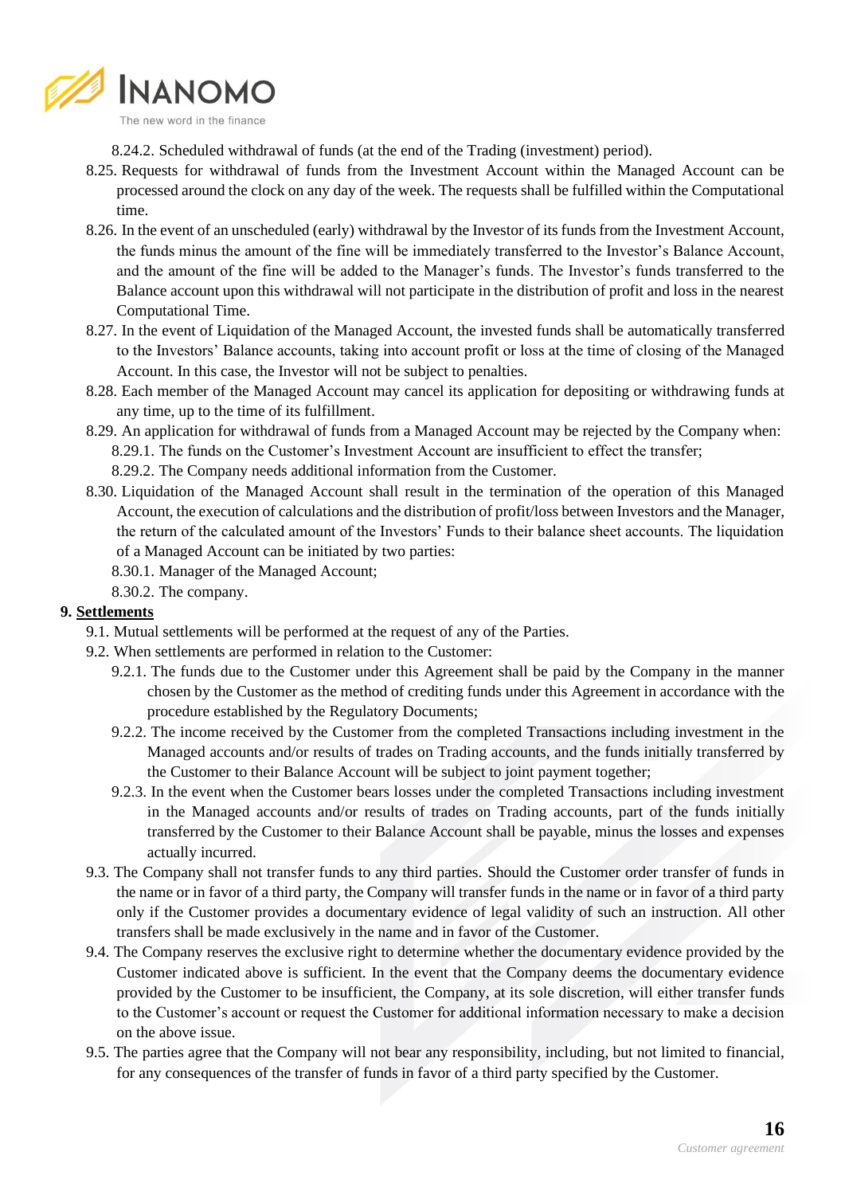8.24.2. Scheduled withdrawal of funds (at the end of the Trading (investment) period).

8.25. Requests for withdrawal of funds from the Investment Account within the Managed Account can be processed around the clock on any day of the week. The requests shall be fulfilled within the Computational time.

8.26. In the event of an unscheduled (early) withdrawal by the Investor of its funds from the Investment Account, the funds minus the amount of the fine will be immediately transferred to the Investor's Balance Account, and the amount of the fine will be added to the Manager's funds. The Investor's funds transferred to the Balance account upon this withdrawal will not participate in the distribution of profit and loss in the nearest Computational Time.

8.27. In the event of Liquidation of the Managed Account, the invested funds shall be automatically transferred to the Investors' Balance accounts, taking into account profit or loss at the time of closing of the Managed Account. In this case, the Investor will not be subject to penalties.

8.28. Each member of the Managed Account may cancel its application for depositing or withdrawing funds at any time, up to the time of its fulfillment.

8.29. An application for withdrawal of funds from a Managed Account may be rejected by the Company when:

8.29.1. The funds on the Customer's Investment Account are insufficient to effect the transfer;

8.29.2. The Company needs additional information from the Customer.

8.30. Liquidation of the Managed Account shall result in the termination of the operation of this Managed Account, the execution of calculations and the distribution of profit/loss between Investors and the Manager, the return of the calculated amount of the Investors' Funds to their balance sheet accounts. The liquidation of a Managed Account can be initiated by two parties:

8.30.1. Manager of the Managed Account;

8.30.2. The company.

## 9. Settlements

9.1. Mutual settlements will be performed at the request of any of the Parties.

9.2. When settlements are performed in relation to the Customer:

9.2.1. The funds due to the Customer under this Agreement shall be paid by the Company in the manner chosen by the Customer as the method of crediting funds under this Agreement in accordance with the procedure established by the Regulatory Documents;

9.2.2. The income received by the Customer from the completed Transactions including investment in the Managed accounts and/or results of trades on Trading accounts, and the funds initially transferred by the Customer to their Balance Account will be subject to joint payment together;

9.2.3. In the event when the Customer bears losses under the completed Transactions including investment in the Managed accounts and/or results of trades on Trading accounts, part of the funds initially transferred by the Customer to their Balance Account shall be payable, minus the losses and expenses actually incurred.

9.3. The Company shall not transfer funds to any third parties. Should the Customer order transfer of funds in the name or in favor of a third party, the Company will transfer funds in the name or in favor of a third party only if the Customer provides a documentary evidence of legal validity of such an instruction. All other transfers shall be made exclusively in the name and in favor of the Customer.

9.4. The Company reserves the exclusive right to determine whether the documentary evidence provided by the Customer indicated above is sufficient. In the event that the Company deems the documentary evidence provided by the Customer to be insufficient, the Company, at its sole discretion, will either transfer funds to the Customer's account or request the Customer for additional information necessary to make a decision on the above issue.

9.5. The parties agree that the Company will not bear any responsibility, including, but not limited to financial, for any consequences of the transfer of funds in favor of a third party specified by the Customer.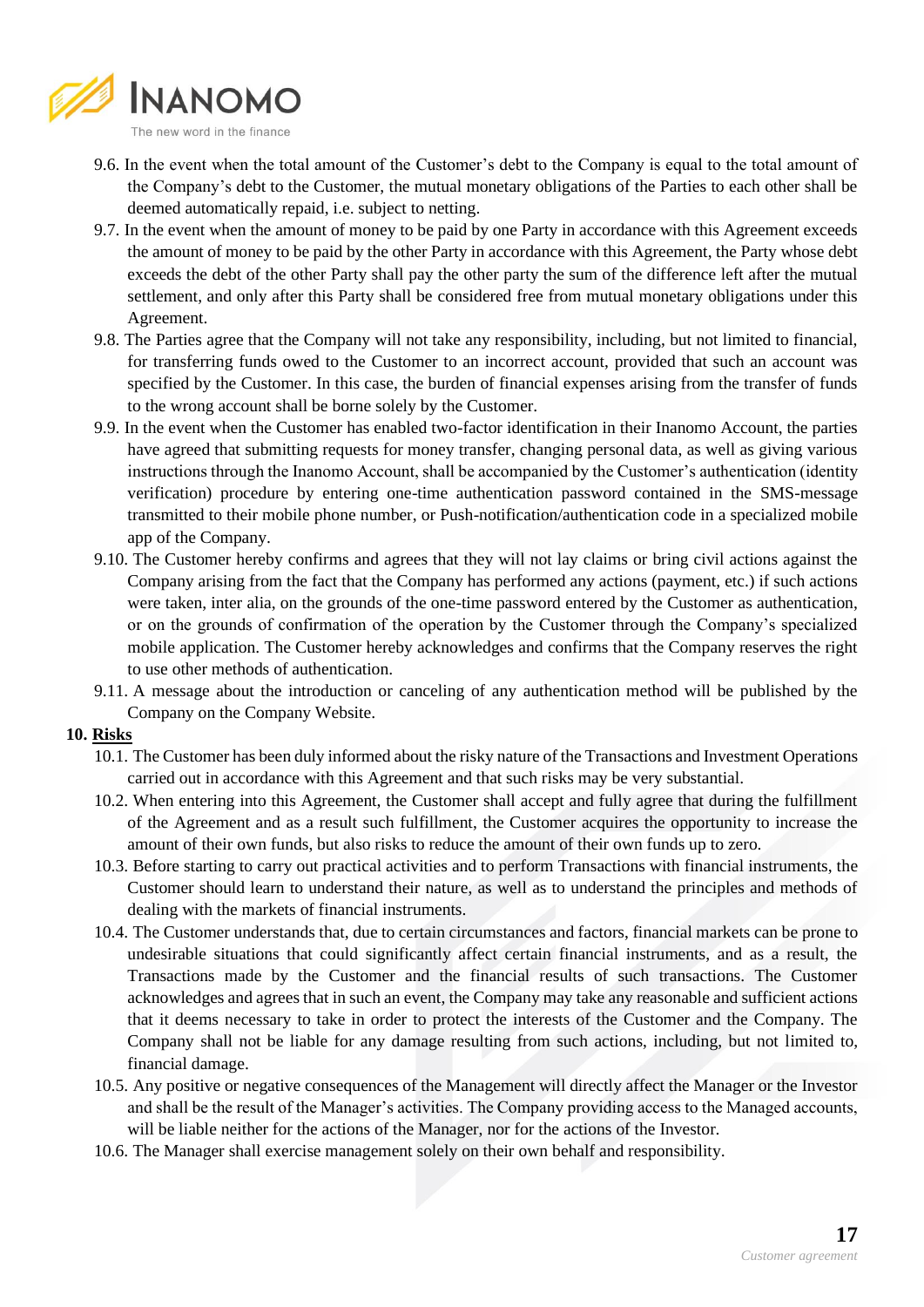9.6. In the event when the total amount of the Customer's debt to the Company is equal to the total amount of the Company's debt to the Customer, the mutual monetary obligations of the Parties to each other shall be deemed automatically repaid, i.e. subject to netting.

9.7. In the event when the amount of money to be paid by one Party in accordance with this Agreement exceeds the amount of money to be paid by the other Party in accordance with this Agreement, the Party whose debt exceeds the debt of the other Party shall pay the other party the sum of the difference left after the mutual settlement, and only after this Party shall be considered free from mutual monetary obligations under this Agreement.

9.8. The Parties agree that the Company will not take any responsibility, including, but not limited to financial, for transferring funds owed to the Customer to an incorrect account, provided that such an account was specified by the Customer. In this case, the burden of financial expenses arising from the transfer of funds to the wrong account shall be borne solely by the Customer.

9.9. In the event when the Customer has enabled two-factor identification in their Inanomo Account, the parties have agreed that submitting requests for money transfer, changing personal data, as well as giving various instructions through the Inanomo Account, shall be accompanied by the Customer's authentication (identity verification) procedure by entering one-time authentication password contained in the SMS-message transmitted to their mobile phone number, or Push-notification/authentication code in a specialized mobile app of the Company.

9.10. The Customer hereby confirms and agrees that they will not lay claims or bring civil actions against the Company arising from the fact that the Company has performed any actions (payment, etc.) if such actions were taken, inter alia, on the grounds of the one-time password entered by the Customer as authentication, or on the grounds of confirmation of the operation by the Customer through the Company's specialized mobile application. The Customer hereby acknowledges and confirms that the Company reserves the right to use other methods of authentication.

9.11. A message about the introduction or canceling of any authentication method will be published by the Company on the Company Website.

## 10. Risks

10.1. The Customer has been duly informed about the risky nature of the Transactions and Investment Operations carried out in accordance with this Agreement and that such risks may be very substantial.

10.2. When entering into this Agreement, the Customer shall accept and fully agree that during the fulfillment of the Agreement and as a result such fulfillment, the Customer acquires the opportunity to increase the amount of their own funds, but also risks to reduce the amount of their own funds up to zero.

10.3. Before starting to carry out practical activities and to perform Transactions with financial instruments, the Customer should learn to understand their nature, as well as to understand the principles and methods of dealing with the markets of financial instruments.

10.4. The Customer understands that, due to certain circumstances and factors, financial markets can be prone to undesirable situations that could significantly affect certain financial instruments, and as a result, the Transactions made by the Customer and the financial results of such transactions. The Customer acknowledges and agrees that in such an event, the Company may take any reasonable and sufficient actions that it deems necessary to take in order to protect the interests of the Customer and the Company. The Company shall not be liable for any damage resulting from such actions, including, but not limited to, financial damage.

10.5. Any positive or negative consequences of the Management will directly affect the Manager or the Investor and shall be the result of the Manager's activities. The Company providing access to the Managed accounts, will be liable neither for the actions of the Manager, nor for the actions of the Investor.

10.6. The Manager shall exercise management solely on their own behalf and responsibility.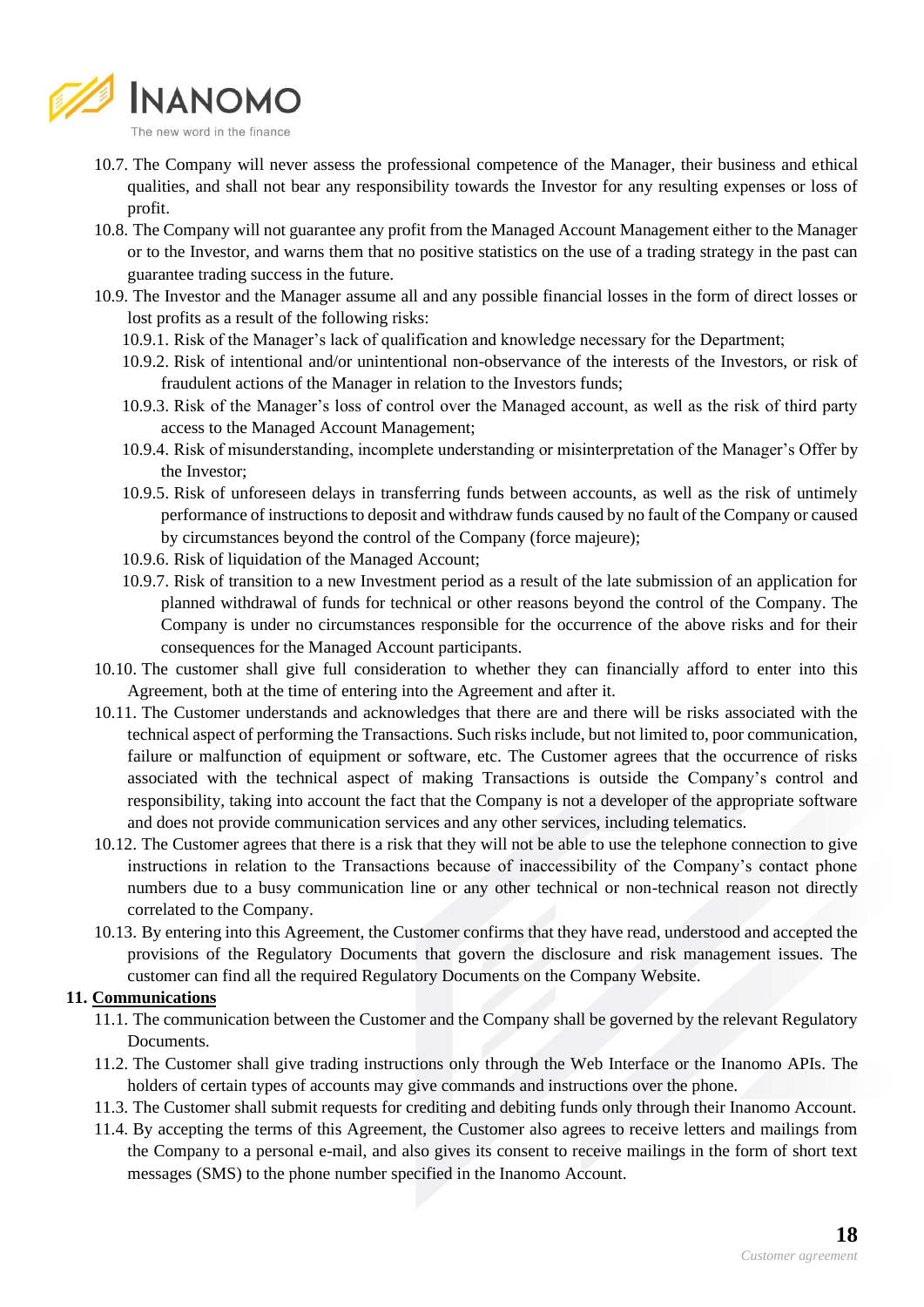10.7. The Company will never assess the professional competence of the Manager, their business and ethical qualities, and shall not bear any responsibility towards the Investor for any resulting expenses or loss of profit.

10.8. The Company will not guarantee any profit from the Managed Account Management either to the Manager or to the Investor, and warns them that no positive statistics on the use of a trading strategy in the past can guarantee trading success in the future.

10.9. The Investor and the Manager assume all and any possible financial losses in the form of direct losses or lost profits as a result of the following risks:

10.9.1. Risk of the Manager's lack of qualification and knowledge necessary for the Department;

10.9.2. Risk of intentional and/or unintentional non-observance of the interests of the Investors, or risk of fraudulent actions of the Manager in relation to the Investors funds;

10.9.3. Risk of the Manager's loss of control over the Managed account, as well as the risk of third party access to the Managed Account Management;

10.9.4. Risk of misunderstanding, incomplete understanding or misinterpretation of the Manager's Offer by the Investor;

10.9.5. Risk of unforeseen delays in transferring funds between accounts, as well as the risk of untimely performance of instructions to deposit and withdraw funds caused by no fault of the Company or caused by circumstances beyond the control of the Company (force majeure);

10.9.6. Risk of liquidation of the Managed Account;

10.9.7. Risk of transition to a new Investment period as a result of the late submission of an application for planned withdrawal of funds for technical or other reasons beyond the control of the Company. The Company is under no circumstances responsible for the occurrence of the above risks and for their consequences for the Managed Account participants.

10.10. The customer shall give full consideration to whether they can financially afford to enter into this Agreement, both at the time of entering into the Agreement and after it.

10.11. The Customer understands and acknowledges that there are and there will be risks associated with the technical aspect of performing the Transactions. Such risks include, but not limited to, poor communication, failure or malfunction of equipment or software, etc. The Customer agrees that the occurrence of risks associated with the technical aspect of making Transactions is outside the Company's control and responsibility, taking into account the fact that the Company is not a developer of the appropriate software and does not provide communication services and any other services, including telematics.

10.12. The Customer agrees that there is a risk that they will not be able to use the telephone connection to give instructions in relation to the Transactions because of inaccessibility of the Company's contact phone numbers due to a busy communication line or any other technical or non-technical reason not directly correlated to the Company.

10.13. By entering into this Agreement, the Customer confirms that they have read, understood and accepted the provisions of the Regulatory Documents that govern the disclosure and risk management issues. The customer can find all the required Regulatory Documents on the Company Website.

## 11. Communications

11.1. The communication between the Customer and the Company shall be governed by the relevant Regulatory Documents.

11.2. The Customer shall give trading instructions only through the Web Interface or the Inanomo APIs. The holders of certain types of accounts may give commands and instructions over the phone.

11.3. The Customer shall submit requests for crediting and debiting funds only through their Inanomo Account.

11.4. By accepting the terms of this Agreement, the Customer also agrees to receive letters and mailings from the Company to a personal e-mail, and also gives its consent to receive mailings in the form of short text messages (SMS) to the phone number specified in the Inanomo Account.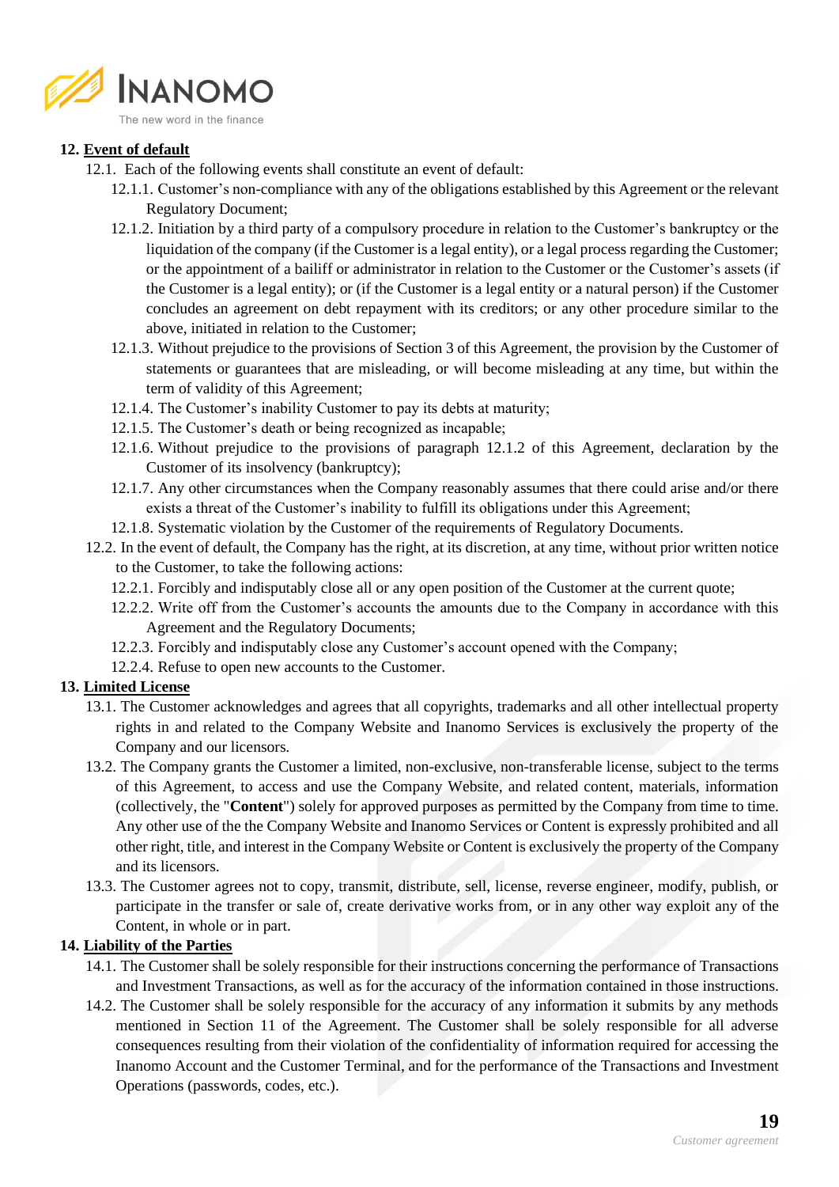## 12. Event of default

12.1. Each of the following events shall constitute an event of default:

12.1.1. Customer's non-compliance with any of the obligations established by this Agreement or the relevant Regulatory Document;

12.1.2. Initiation by a third party of a compulsory procedure in relation to the Customer's bankruptcy or the liquidation of the company (if the Customer is a legal entity), or a legal process regarding the Customer; or the appointment of a bailiff or administrator in relation to the Customer or the Customer's assets (if the Customer is a legal entity); or (if the Customer is a legal entity or a natural person) if the Customer concludes an agreement on debt repayment with its creditors; or any other procedure similar to the above, initiated in relation to the Customer;

12.1.3. Without prejudice to the provisions of Section 3 of this Agreement, the provision by the Customer of statements or guarantees that are misleading, or will become misleading at any time, but within the term of validity of this Agreement;

12.1.4. The Customer's inability Customer to pay its debts at maturity;

12.1.5. The Customer's death or being recognized as incapable;

12.1.6. Without prejudice to the provisions of paragraph 12.1.2 of this Agreement, declaration by the Customer of its insolvency (bankruptcy);

12.1.7. Any other circumstances when the Company reasonably assumes that there could arise and/or there exists a threat of the Customer's inability to fulfill its obligations under this Agreement;

12.1.8. Systematic violation by the Customer of the requirements of Regulatory Documents.

12.2. In the event of default, the Company has the right, at its discretion, at any time, without prior written notice to the Customer, to take the following actions:

12.2.1. Forcibly and indisputably close all or any open position of the Customer at the current quote;

12.2.2. Write off from the Customer's accounts the amounts due to the Company in accordance with this Agreement and the Regulatory Documents;

12.2.3. Forcibly and indisputably close any Customer's account opened with the Company;

12.2.4. Refuse to open new accounts to the Customer.

## 13. Limited License

13.1. The Customer acknowledges and agrees that all copyrights, trademarks and all other intellectual property rights in and related to the Company Website and Inanomo Services is exclusively the property of the Company and our licensors.

13.2. The Company grants the Customer a limited, non-exclusive, non-transferable license, subject to the terms of this Agreement, to access and use the Company Website, and related content, materials, information (collectively, the "**Content**") solely for approved purposes as permitted by the Company from time to time. Any other use of the the Company Website and Inanomo Services or Content is expressly prohibited and all other right, title, and interest in the Company Website or Content is exclusively the property of the Company and its licensors.

13.3. The Customer agrees not to copy, transmit, distribute, sell, license, reverse engineer, modify, publish, or participate in the transfer or sale of, create derivative works from, or in any other way exploit any of the Content, in whole or in part.

## 14. Liability of the Parties

14.1. The Customer shall be solely responsible for their instructions concerning the performance of Transactions and Investment Transactions, as well as for the accuracy of the information contained in those instructions.

14.2. The Customer shall be solely responsible for the accuracy of any information it submits by any methods mentioned in Section 11 of the Agreement. The Customer shall be solely responsible for all adverse consequences resulting from their violation of the confidentiality of information required for accessing the Inanomo Account and the Customer Terminal, and for the performance of the Transactions and Investment Operations (passwords, codes, etc.).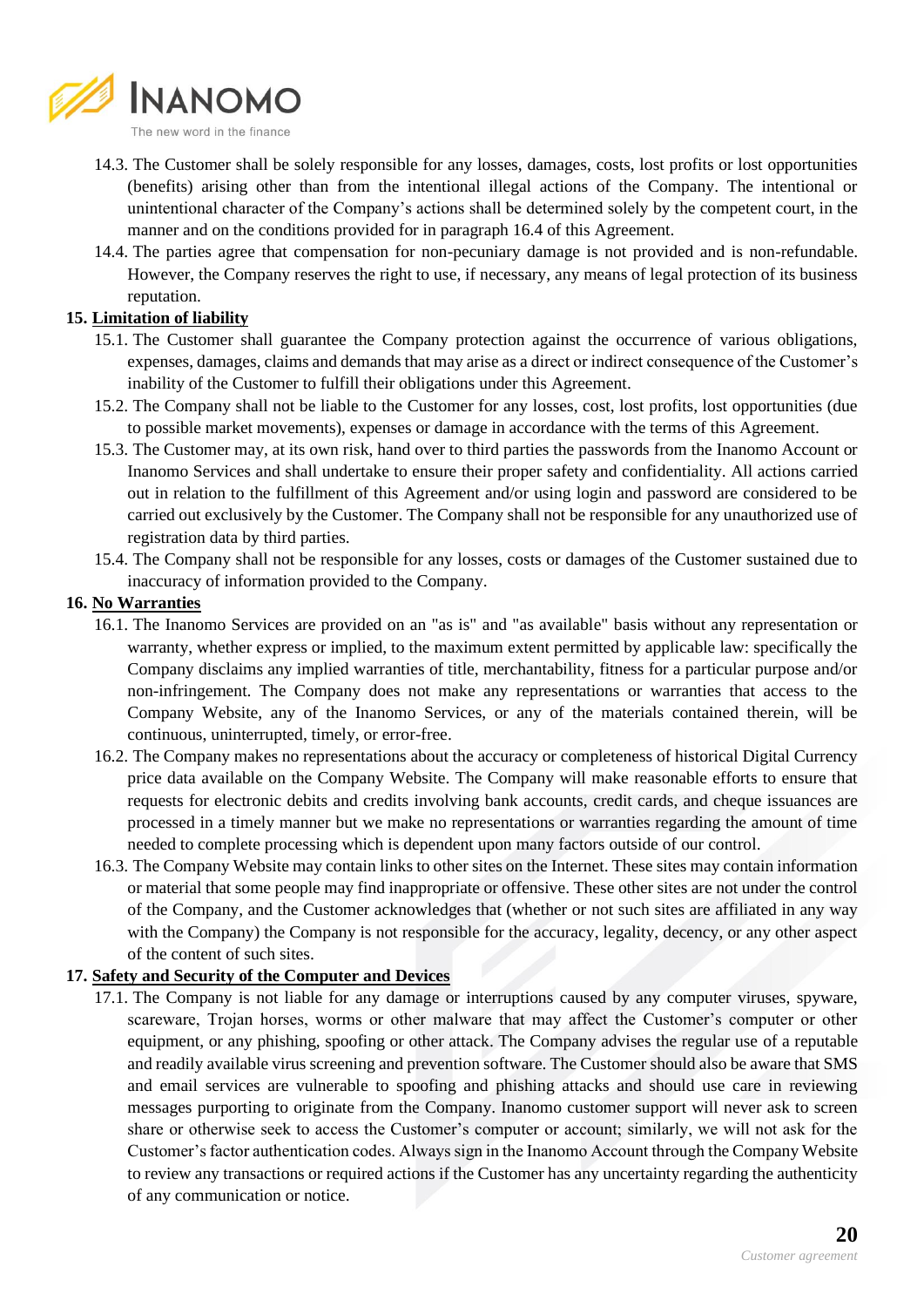14.3. The Customer shall be solely responsible for any losses, damages, costs, lost profits or lost opportunities (benefits) arising other than from the intentional illegal actions of the Company. The intentional or unintentional character of the Company's actions shall be determined solely by the competent court, in the manner and on the conditions provided for in paragraph 16.4 of this Agreement.

14.4. The parties agree that compensation for non-pecuniary damage is not provided and is non-refundable. However, the Company reserves the right to use, if necessary, any means of legal protection of its business reputation.

**15. Limitation of liability**

15.1. The Customer shall guarantee the Company protection against the occurrence of various obligations, expenses, damages, claims and demands that may arise as a direct or indirect consequence of the Customer's inability of the Customer to fulfill their obligations under this Agreement.

15.2. The Company shall not be liable to the Customer for any losses, cost, lost profits, lost opportunities (due to possible market movements), expenses or damage in accordance with the terms of this Agreement.

15.3. The Customer may, at its own risk, hand over to third parties the passwords from the Inanomo Account or Inanomo Services and shall undertake to ensure their proper safety and confidentiality. All actions carried out in relation to the fulfillment of this Agreement and/or using login and password are considered to be carried out exclusively by the Customer. The Company shall not be responsible for any unauthorized use of registration data by third parties.

15.4. The Company shall not be responsible for any losses, costs or damages of the Customer sustained due to inaccuracy of information provided to the Company.

**16. No Warranties**

16.1. The Inanomo Services are provided on an "as is" and "as available" basis without any representation or warranty, whether express or implied, to the maximum extent permitted by applicable law: specifically the Company disclaims any implied warranties of title, merchantability, fitness for a particular purpose and/or non-infringement. The Company does not make any representations or warranties that access to the Company Website, any of the Inanomo Services, or any of the materials contained therein, will be continuous, uninterrupted, timely, or error-free.

16.2. The Company makes no representations about the accuracy or completeness of historical Digital Currency price data available on the Company Website. The Company will make reasonable efforts to ensure that requests for electronic debits and credits involving bank accounts, credit cards, and cheque issuances are processed in a timely manner but we make no representations or warranties regarding the amount of time needed to complete processing which is dependent upon many factors outside of our control.

16.3. The Company Website may contain links to other sites on the Internet. These sites may contain information or material that some people may find inappropriate or offensive. These other sites are not under the control of the Company, and the Customer acknowledges that (whether or not such sites are affiliated in any way with the Company) the Company is not responsible for the accuracy, legality, decency, or any other aspect of the content of such sites.

**17. Safety and Security of the Computer and Devices**

17.1. The Company is not liable for any damage or interruptions caused by any computer viruses, spyware, scareware, Trojan horses, worms or other malware that may affect the Customer's computer or other equipment, or any phishing, spoofing or other attack. The Company advises the regular use of a reputable and readily available virus screening and prevention software. The Customer should also be aware that SMS and email services are vulnerable to spoofing and phishing attacks and should use care in reviewing messages purporting to originate from the Company. Inanomo customer support will never ask to screen share or otherwise seek to access the Customer's computer or account; similarly, we will not ask for the Customer's factor authentication codes. Always sign in the Inanomo Account through the Company Website to review any transactions or required actions if the Customer has any uncertainty regarding the authenticity of any communication or notice.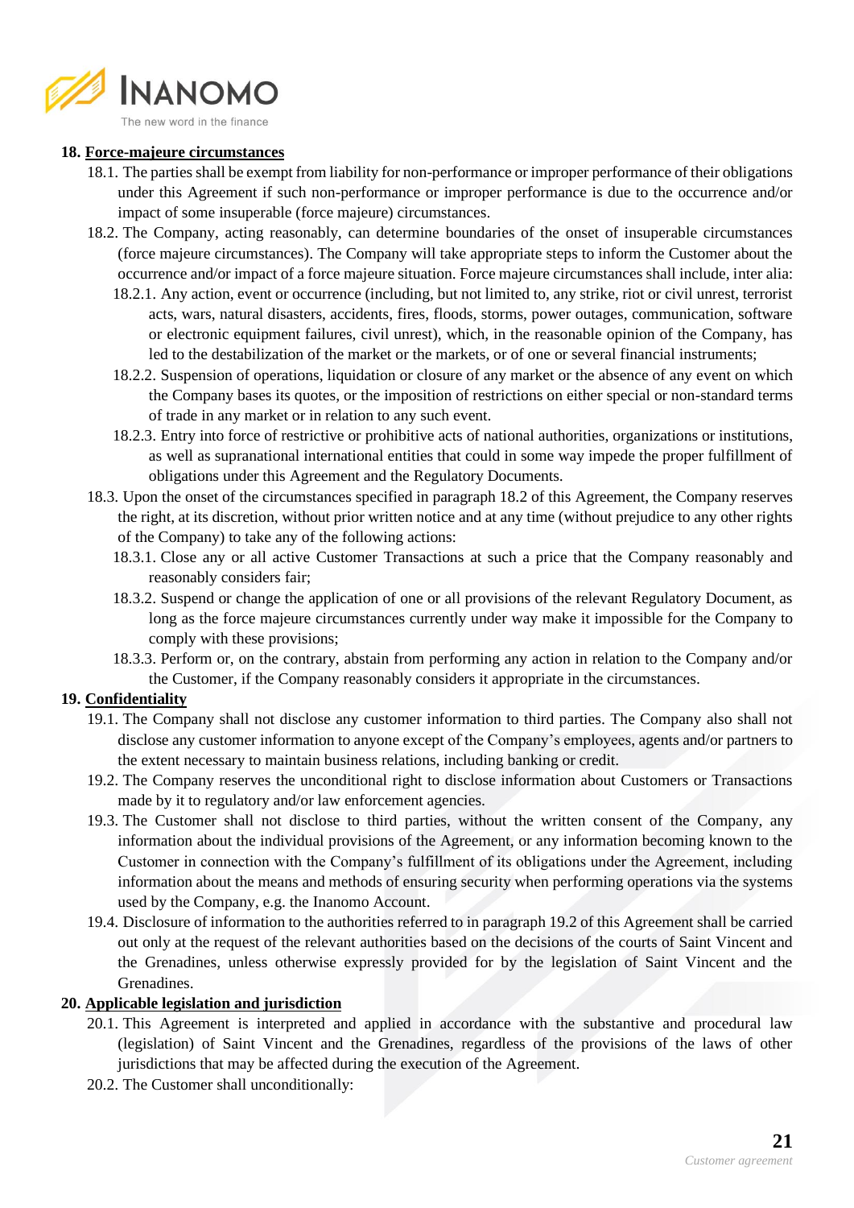## 18. Force-majeure circumstances

18.1. The parties shall be exempt from liability for non-performance or improper performance of their obligations under this Agreement if such non-performance or improper performance is due to the occurrence and/or impact of some insuperable (force majeure) circumstances.

18.2. The Company, acting reasonably, can determine boundaries of the onset of insuperable circumstances (force majeure circumstances). The Company will take appropriate steps to inform the Customer about the occurrence and/or impact of a force majeure situation. Force majeure circumstances shall include, inter alia:

18.2.1. Any action, event or occurrence (including, but not limited to, any strike, riot or civil unrest, terrorist acts, wars, natural disasters, accidents, fires, floods, storms, power outages, communication, software or electronic equipment failures, civil unrest), which, in the reasonable opinion of the Company, has led to the destabilization of the market or the markets, or of one or several financial instruments;

18.2.2. Suspension of operations, liquidation or closure of any market or the absence of any event on which the Company bases its quotes, or the imposition of restrictions on either special or non-standard terms of trade in any market or in relation to any such event.

18.2.3. Entry into force of restrictive or prohibitive acts of national authorities, organizations or institutions, as well as supranational international entities that could in some way impede the proper fulfillment of obligations under this Agreement and the Regulatory Documents.

18.3. Upon the onset of the circumstances specified in paragraph 18.2 of this Agreement, the Company reserves the right, at its discretion, without prior written notice and at any time (without prejudice to any other rights of the Company) to take any of the following actions:

18.3.1. Close any or all active Customer Transactions at such a price that the Company reasonably and reasonably considers fair;

18.3.2. Suspend or change the application of one or all provisions of the relevant Regulatory Document, as long as the force majeure circumstances currently under way make it impossible for the Company to comply with these provisions;

18.3.3. Perform or, on the contrary, abstain from performing any action in relation to the Company and/or the Customer, if the Company reasonably considers it appropriate in the circumstances.

## 19. Confidentiality

19.1. The Company shall not disclose any customer information to third parties. The Company also shall not disclose any customer information to anyone except of the Company's employees, agents and/or partners to the extent necessary to maintain business relations, including banking or credit.

19.2. The Company reserves the unconditional right to disclose information about Customers or Transactions made by it to regulatory and/or law enforcement agencies.

19.3. The Customer shall not disclose to third parties, without the written consent of the Company, any information about the individual provisions of the Agreement, or any information becoming known to the Customer in connection with the Company's fulfillment of its obligations under the Agreement, including information about the means and methods of ensuring security when performing operations via the systems used by the Company, e.g. the Inanomo Account.

19.4. Disclosure of information to the authorities referred to in paragraph 19.2 of this Agreement shall be carried out only at the request of the relevant authorities based on the decisions of the courts of Saint Vincent and the Grenadines, unless otherwise expressly provided for by the legislation of Saint Vincent and the Grenadines.

## 20. Applicable legislation and jurisdiction

20.1. This Agreement is interpreted and applied in accordance with the substantive and procedural law (legislation) of Saint Vincent and the Grenadines, regardless of the provisions of the laws of other jurisdictions that may be affected during the execution of the Agreement.

20.2. The Customer shall unconditionally: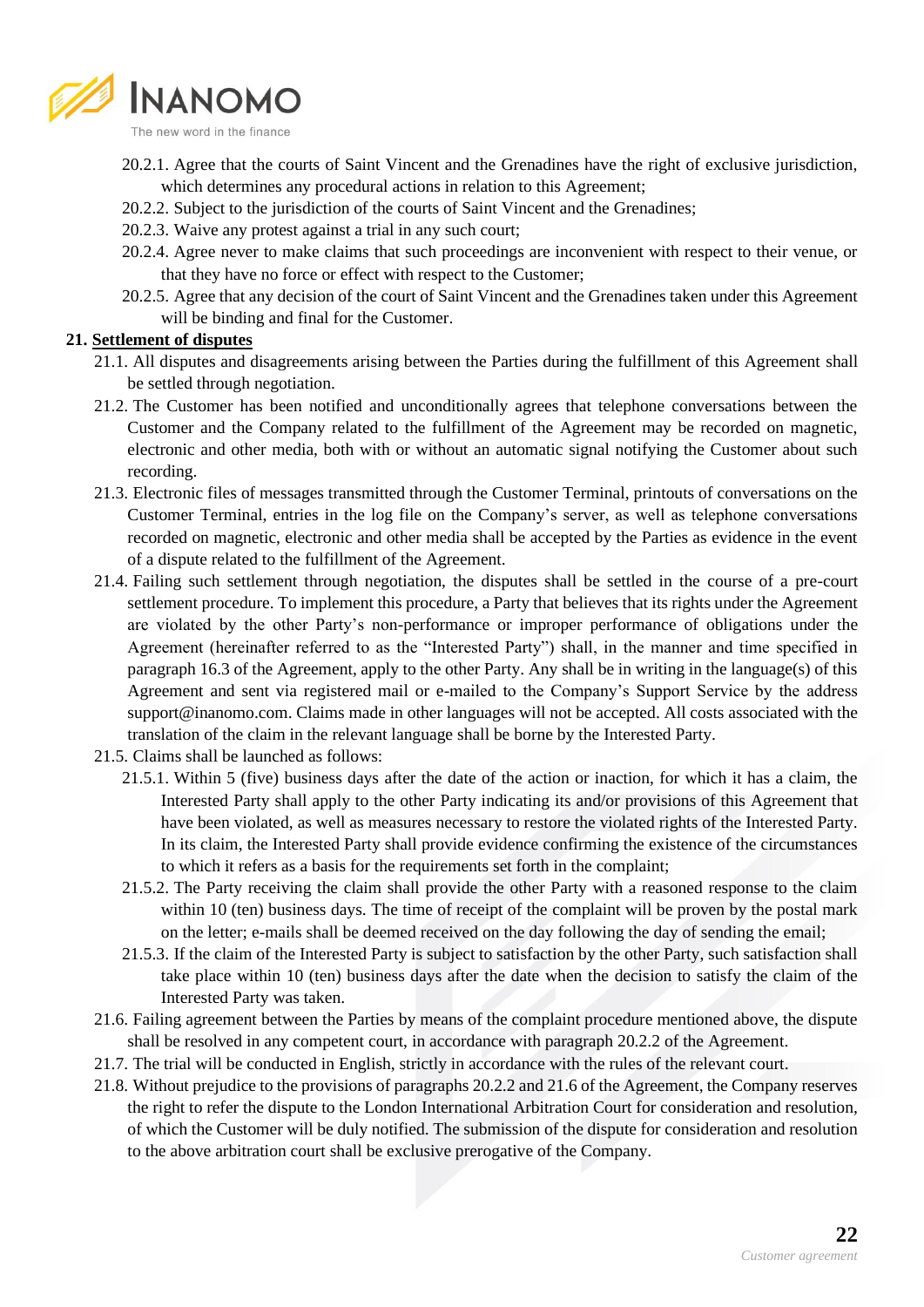20.2.1. Agree that the courts of Saint Vincent and the Grenadines have the right of exclusive jurisdiction, which determines any procedural actions in relation to this Agreement;

20.2.2. Subject to the jurisdiction of the courts of Saint Vincent and the Grenadines;

20.2.3. Waive any protest against a trial in any such court;

20.2.4. Agree never to make claims that such proceedings are inconvenient with respect to their venue, or that they have no force or effect with respect to the Customer;

20.2.5. Agree that any decision of the court of Saint Vincent and the Grenadines taken under this Agreement will be binding and final for the Customer.

**21. Settlement of disputes**

21.1. All disputes and disagreements arising between the Parties during the fulfillment of this Agreement shall be settled through negotiation.

21.2. The Customer has been notified and unconditionally agrees that telephone conversations between the Customer and the Company related to the fulfillment of the Agreement may be recorded on magnetic, electronic and other media, both with or without an automatic signal notifying the Customer about such recording.

21.3. Electronic files of messages transmitted through the Customer Terminal, printouts of conversations on the Customer Terminal, entries in the log file on the Company's server, as well as telephone conversations recorded on magnetic, electronic and other media shall be accepted by the Parties as evidence in the event of a dispute related to the fulfillment of the Agreement.

21.4. Failing such settlement through negotiation, the disputes shall be settled in the course of a pre-court settlement procedure. To implement this procedure, a Party that believes that its rights under the Agreement are violated by the other Party's non-performance or improper performance of obligations under the Agreement (hereinafter referred to as the "Interested Party") shall, in the manner and time specified in paragraph 16.3 of the Agreement, apply to the other Party. Any shall be in writing in the language(s) of this Agreement and sent via registered mail or e-mailed to the Company's Support Service by the address support@inanomo.com. Claims made in other languages will not be accepted. All costs associated with the translation of the claim in the relevant language shall be borne by the Interested Party.

21.5. Claims shall be launched as follows:

21.5.1. Within 5 (five) business days after the date of the action or inaction, for which it has a claim, the Interested Party shall apply to the other Party indicating its and/or provisions of this Agreement that have been violated, as well as measures necessary to restore the violated rights of the Interested Party. In its claim, the Interested Party shall provide evidence confirming the existence of the circumstances to which it refers as a basis for the requirements set forth in the complaint;

21.5.2. The Party receiving the claim shall provide the other Party with a reasoned response to the claim within 10 (ten) business days. The time of receipt of the complaint will be proven by the postal mark on the letter; e-mails shall be deemed received on the day following the day of sending the email;

21.5.3. If the claim of the Interested Party is subject to satisfaction by the other Party, such satisfaction shall take place within 10 (ten) business days after the date when the decision to satisfy the claim of the Interested Party was taken.

21.6. Failing agreement between the Parties by means of the complaint procedure mentioned above, the dispute shall be resolved in any competent court, in accordance with paragraph 20.2.2 of the Agreement.

21.7. The trial will be conducted in English, strictly in accordance with the rules of the relevant court.

21.8. Without prejudice to the provisions of paragraphs 20.2.2 and 21.6 of the Agreement, the Company reserves the right to refer the dispute to the London International Arbitration Court for consideration and resolution, of which the Customer will be duly notified. The submission of the dispute for consideration and resolution to the above arbitration court shall be exclusive prerogative of the Company.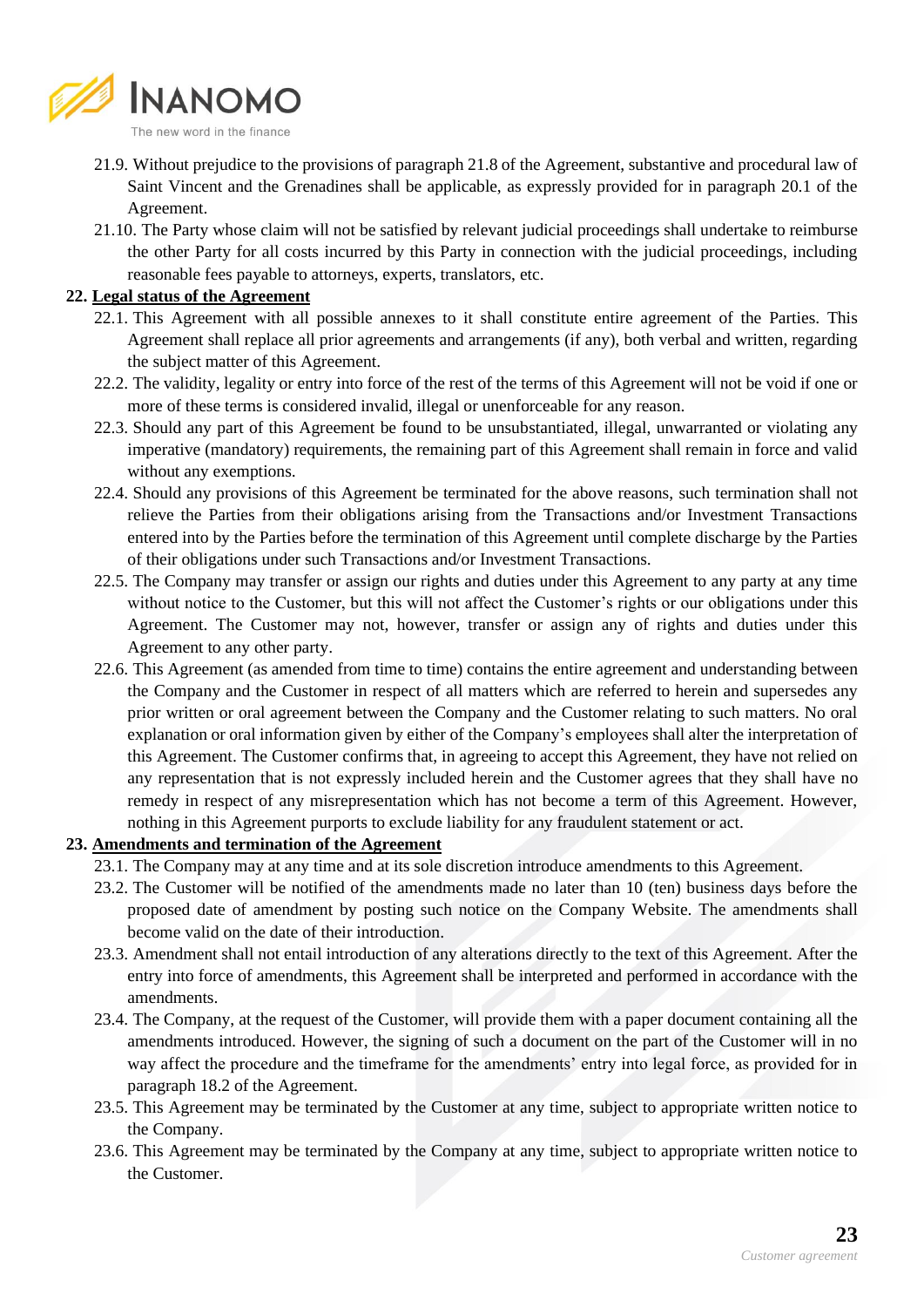21.9. Without prejudice to the provisions of paragraph 21.8 of the Agreement, substantive and procedural law of Saint Vincent and the Grenadines shall be applicable, as expressly provided for in paragraph 20.1 of the Agreement.

21.10. The Party whose claim will not be satisfied by relevant judicial proceedings shall undertake to reimburse the other Party for all costs incurred by this Party in connection with the judicial proceedings, including reasonable fees payable to attorneys, experts, translators, etc.

**22. <u>Legal status of the Agreement</u>**

22.1. This Agreement with all possible annexes to it shall constitute entire agreement of the Parties. This Agreement shall replace all prior agreements and arrangements (if any), both verbal and written, regarding the subject matter of this Agreement.

22.2. The validity, legality or entry into force of the rest of the terms of this Agreement will not be void if one or more of these terms is considered invalid, illegal or unenforceable for any reason.

22.3. Should any part of this Agreement be found to be unsubstantiated, illegal, unwarranted or violating any imperative (mandatory) requirements, the remaining part of this Agreement shall remain in force and valid without any exemptions.

22.4. Should any provisions of this Agreement be terminated for the above reasons, such termination shall not relieve the Parties from their obligations arising from the Transactions and/or Investment Transactions entered into by the Parties before the termination of this Agreement until complete discharge by the Parties of their obligations under such Transactions and/or Investment Transactions.

22.5. The Company may transfer or assign our rights and duties under this Agreement to any party at any time without notice to the Customer, but this will not affect the Customer's rights or our obligations under this Agreement. The Customer may not, however, transfer or assign any of rights and duties under this Agreement to any other party.

22.6. This Agreement (as amended from time to time) contains the entire agreement and understanding between the Company and the Customer in respect of all matters which are referred to herein and supersedes any prior written or oral agreement between the Company and the Customer relating to such matters. No oral explanation or oral information given by either of the Company's employees shall alter the interpretation of this Agreement. The Customer confirms that, in agreeing to accept this Agreement, they have not relied on any representation that is not expressly included herein and the Customer agrees that they shall have no remedy in respect of any misrepresentation which has not become a term of this Agreement. However, nothing in this Agreement purports to exclude liability for any fraudulent statement or act.

**23. <u>Amendments and termination of the Agreement</u>**

23.1. The Company may at any time and at its sole discretion introduce amendments to this Agreement.

23.2. The Customer will be notified of the amendments made no later than 10 (ten) business days before the proposed date of amendment by posting such notice on the Company Website. The amendments shall become valid on the date of their introduction.

23.3. Amendment shall not entail introduction of any alterations directly to the text of this Agreement. After the entry into force of amendments, this Agreement shall be interpreted and performed in accordance with the amendments.

23.4. The Company, at the request of the Customer, will provide them with a paper document containing all the amendments introduced. However, the signing of such a document on the part of the Customer will in no way affect the procedure and the timeframe for the amendments' entry into legal force, as provided for in paragraph 18.2 of the Agreement.

23.5. This Agreement may be terminated by the Customer at any time, subject to appropriate written notice to the Company.

23.6. This Agreement may be terminated by the Company at any time, subject to appropriate written notice to the Customer.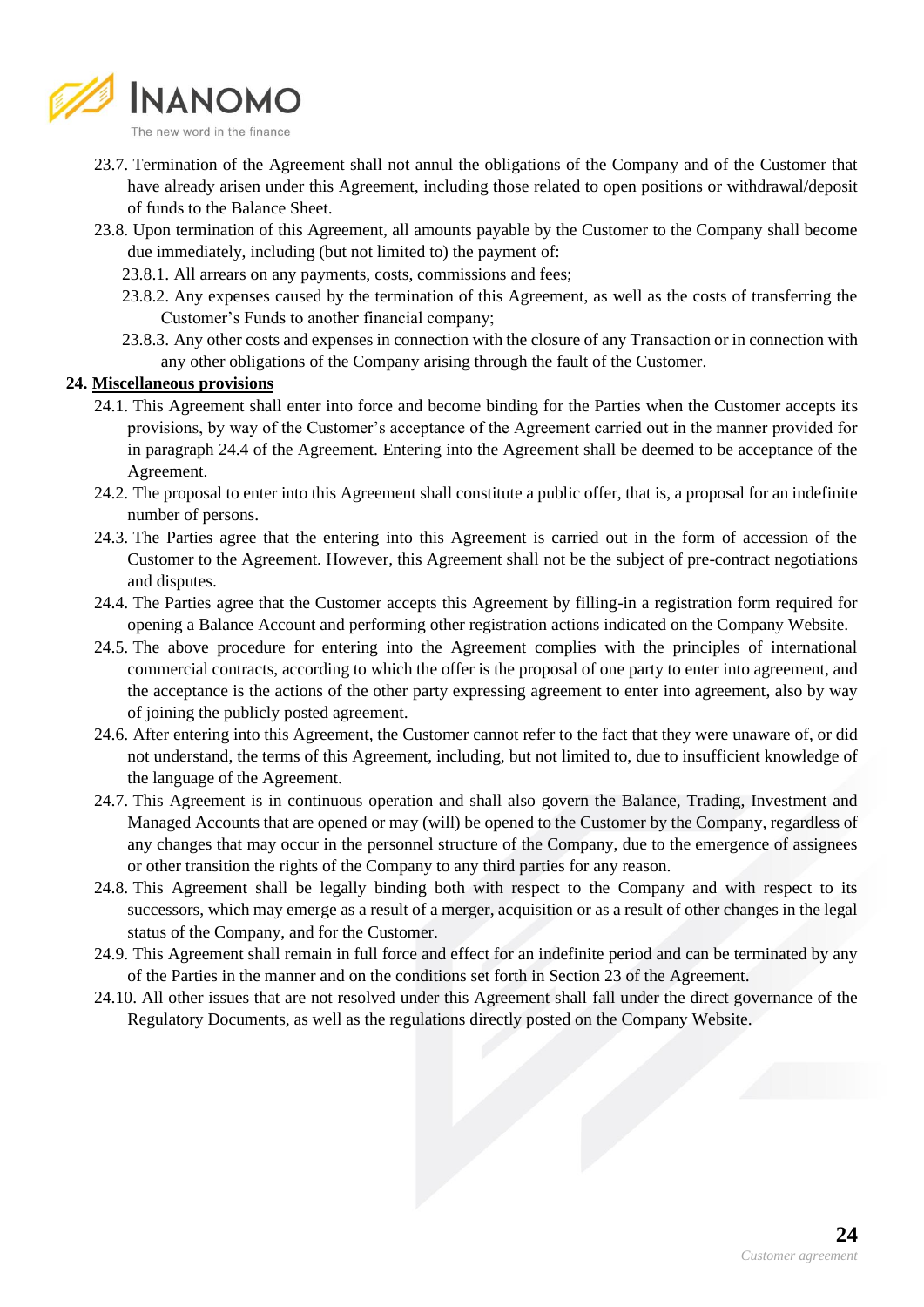23.7. Termination of the Agreement shall not annul the obligations of the Company and of the Customer that have already arisen under this Agreement, including those related to open positions or withdrawal/deposit of funds to the Balance Sheet.

23.8. Upon termination of this Agreement, all amounts payable by the Customer to the Company shall become due immediately, including (but not limited to) the payment of:

23.8.1. All arrears on any payments, costs, commissions and fees;

23.8.2. Any expenses caused by the termination of this Agreement, as well as the costs of transferring the Customer's Funds to another financial company;

23.8.3. Any other costs and expenses in connection with the closure of any Transaction or in connection with any other obligations of the Company arising through the fault of the Customer.

**24. <u>Miscellaneous provisions</u>**

24.1. This Agreement shall enter into force and become binding for the Parties when the Customer accepts its provisions, by way of the Customer's acceptance of the Agreement carried out in the manner provided for in paragraph 24.4 of the Agreement. Entering into the Agreement shall be deemed to be acceptance of the Agreement.

24.2. The proposal to enter into this Agreement shall constitute a public offer, that is, a proposal for an indefinite number of persons.

24.3. The Parties agree that the entering into this Agreement is carried out in the form of accession of the Customer to the Agreement. However, this Agreement shall not be the subject of pre-contract negotiations and disputes.

24.4. The Parties agree that the Customer accepts this Agreement by filling-in a registration form required for opening a Balance Account and performing other registration actions indicated on the Company Website.

24.5. The above procedure for entering into the Agreement complies with the principles of international commercial contracts, according to which the offer is the proposal of one party to enter into agreement, and the acceptance is the actions of the other party expressing agreement to enter into agreement, also by way of joining the publicly posted agreement.

24.6. After entering into this Agreement, the Customer cannot refer to the fact that they were unaware of, or did not understand, the terms of this Agreement, including, but not limited to, due to insufficient knowledge of the language of the Agreement.

24.7. This Agreement is in continuous operation and shall also govern the Balance, Trading, Investment and Managed Accounts that are opened or may (will) be opened to the Customer by the Company, regardless of any changes that may occur in the personnel structure of the Company, due to the emergence of assignees or other transition the rights of the Company to any third parties for any reason.

24.8. This Agreement shall be legally binding both with respect to the Company and with respect to its successors, which may emerge as a result of a merger, acquisition or as a result of other changes in the legal status of the Company, and for the Customer.

24.9. This Agreement shall remain in full force and effect for an indefinite period and can be terminated by any of the Parties in the manner and on the conditions set forth in Section 23 of the Agreement.

24.10. All other issues that are not resolved under this Agreement shall fall under the direct governance of the Regulatory Documents, as well as the regulations directly posted on the Company Website.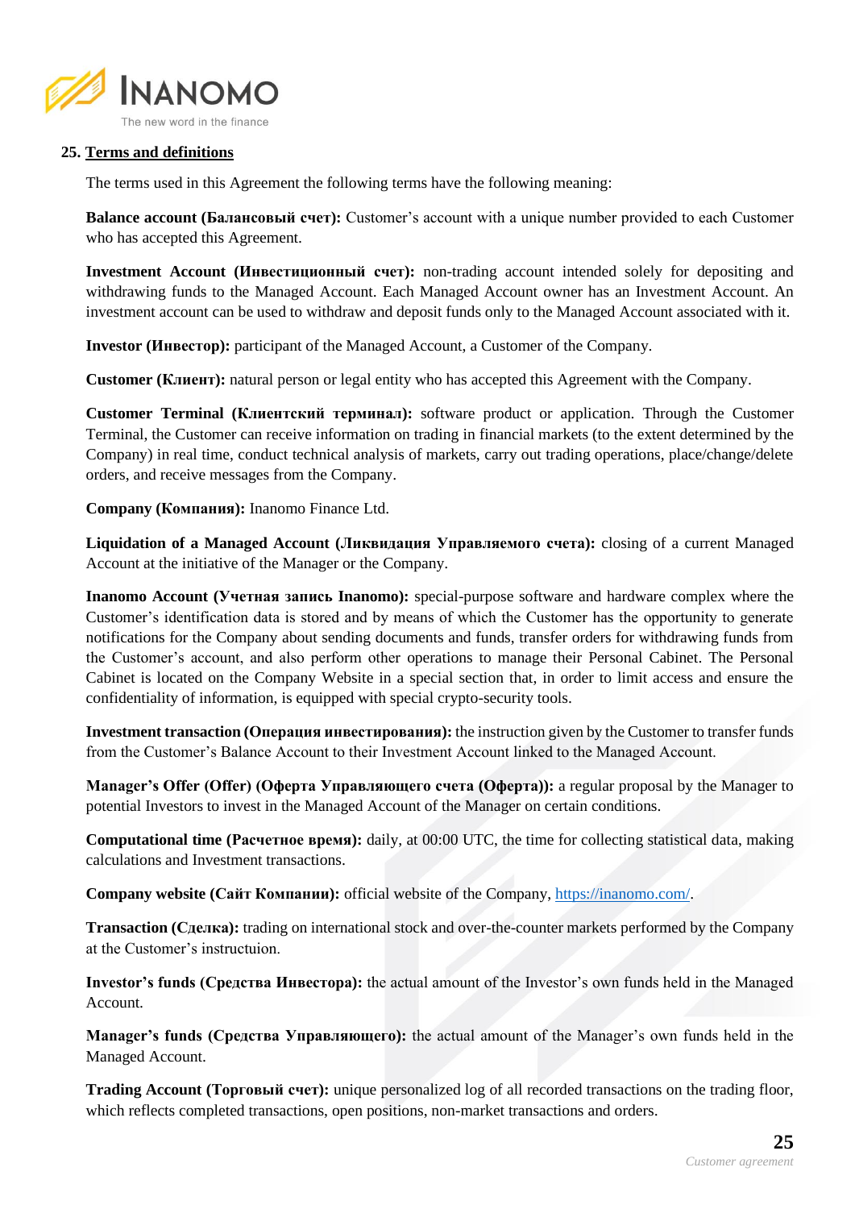## 25. Terms and definitions

The terms used in this Agreement the following terms have the following meaning:

**Balance account (Балансовый счет):** Customer's account with a unique number provided to each Customer who has accepted this Agreement.

**Investment Account (Инвестиционный счет):** non-trading account intended solely for depositing and withdrawing funds to the Managed Account. Each Managed Account owner has an Investment Account. An investment account can be used to withdraw and deposit funds only to the Managed Account associated with it.

**Investor (Инвестор):** participant of the Managed Account, a Customer of the Company.

**Customer (Клиент):** natural person or legal entity who has accepted this Agreement with the Company.

**Customer Terminal (Клиентский терминал):** software product or application. Through the Customer Terminal, the Customer can receive information on trading in financial markets (to the extent determined by the Company) in real time, conduct technical analysis of markets, carry out trading operations, place/change/delete orders, and receive messages from the Company.

**Company (Компания):** Inanomo Finance Ltd.

**Liquidation of a Managed Account (Ликвидация Управляемого счета):** closing of a current Managed Account at the initiative of the Manager or the Company.

**Inanomo Account (Учетная запись Inanomo):** special-purpose software and hardware complex where the Customer's identification data is stored and by means of which the Customer has the opportunity to generate notifications for the Company about sending documents and funds, transfer orders for withdrawing funds from the Customer's account, and also perform other operations to manage their Personal Cabinet. The Personal Cabinet is located on the Company Website in a special section that, in order to limit access and ensure the confidentiality of information, is equipped with special crypto-security tools.

**Investment transaction (Операция инвестирования):** the instruction given by the Customer to transfer funds from the Customer's Balance Account to their Investment Account linked to the Managed Account.

**Manager's Offer (Offer) (Оферта Управляющего счета (Оферта)):** a regular proposal by the Manager to potential Investors to invest in the Managed Account of the Manager on certain conditions.

**Computational time (Расчетное время):** daily, at 00:00 UTC, the time for collecting statistical data, making calculations and Investment transactions.

**Company website (Сайт Компании):** official website of the Company, [https://inanomo.com/](https://inanomo.com/).

**Transaction (Сделка):** trading on international stock and over-the-counter markets performed by the Company at the Customer's instructuion.

**Investor's funds (Средства Инвестора):** the actual amount of the Investor's own funds held in the Managed Account.

**Manager's funds (Средства Управляющего):** the actual amount of the Manager's own funds held in the Managed Account.

**Trading Account (Торговый счет):** unique personalized log of all recorded transactions on the trading floor, which reflects completed transactions, open positions, non-market transactions and orders.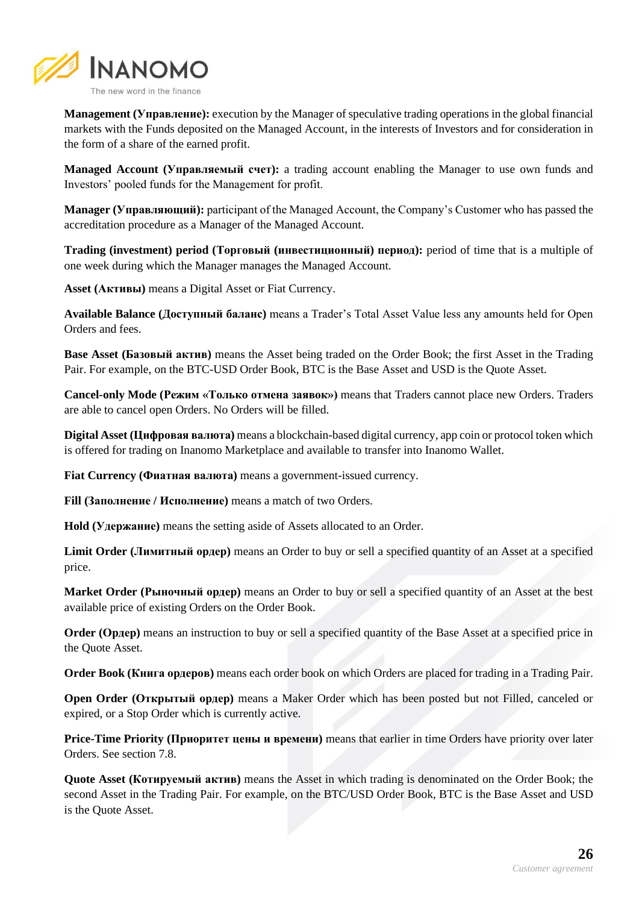**Management (Управление):** execution by the Manager of speculative trading operations in the global financial markets with the Funds deposited on the Managed Account, in the interests of Investors and for consideration in the form of a share of the earned profit.

**Managed Account (Управляемый счет):** a trading account enabling the Manager to use own funds and Investors' pooled funds for the Management for profit.

**Manager (Управляющий):** participant of the Managed Account, the Company's Customer who has passed the accreditation procedure as a Manager of the Managed Account.

**Trading (investment) period (Торговый (инвестиционный) период):** period of time that is a multiple of one week during which the Manager manages the Managed Account.

**Asset (Активы)** means a Digital Asset or Fiat Currency.

**Available Balance (Доступный баланс)** means a Trader's Total Asset Value less any amounts held for Open Orders and fees.

**Base Asset (Базовый актив)** means the Asset being traded on the Order Book; the first Asset in the Trading Pair. For example, on the BTC-USD Order Book, BTC is the Base Asset and USD is the Quote Asset.

**Cancel-only Mode (Режим «Только отмена заявок»)** means that Traders cannot place new Orders. Traders are able to cancel open Orders. No Orders will be filled.

**Digital Asset (Цифровая валюта)** means a blockchain-based digital currency, app coin or protocol token which is offered for trading on Inanomo Marketplace and available to transfer into Inanomo Wallet.

**Fiat Currency (Фиатная валюта)** means a government-issued currency.

**Fill (Заполнение / Исполнение)** means a match of two Orders.

**Hold (Удержание)** means the setting aside of Assets allocated to an Order.

**Limit Order (Лимитный ордер)** means an Order to buy or sell a specified quantity of an Asset at a specified price.

**Market Order (Рыночный ордер)** means an Order to buy or sell a specified quantity of an Asset at the best available price of existing Orders on the Order Book.

**Order (Ордер)** means an instruction to buy or sell a specified quantity of the Base Asset at a specified price in the Quote Asset.

**Order Book (Книга ордеров)** means each order book on which Orders are placed for trading in a Trading Pair.

**Open Order (Открытый ордер)** means a Maker Order which has been posted but not Filled, canceled or expired, or a Stop Order which is currently active.

**Price-Time Priority (Приоритет цены и времени)** means that earlier in time Orders have priority over later Orders. See section 7.8.

**Quote Asset (Котируемый актив)** means the Asset in which trading is denominated on the Order Book; the second Asset in the Trading Pair. For example, on the BTC/USD Order Book, BTC is the Base Asset and USD is the Quote Asset.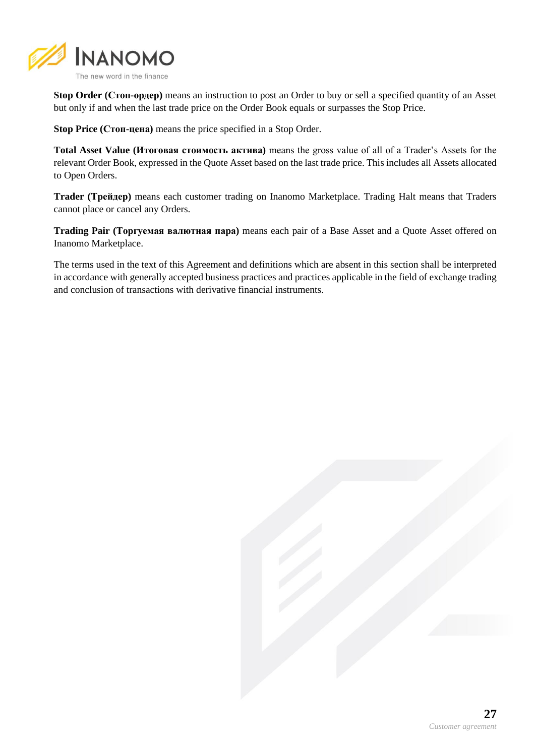**Stop Order (Стоп-ордер)** means an instruction to post an Order to buy or sell a specified quantity of an Asset but only if and when the last trade price on the Order Book equals or surpasses the Stop Price.

**Stop Price (Стоп-цена)** means the price specified in a Stop Order.

**Total Asset Value (Итоговая стоимость актива)** means the gross value of all of a Trader's Assets for the relevant Order Book, expressed in the Quote Asset based on the last trade price. This includes all Assets allocated to Open Orders.

**Trader (Трейдер)** means each customer trading on Inanomo Marketplace. Trading Halt means that Traders cannot place or cancel any Orders.

**Trading Pair (Торгуемая валютная пара)** means each pair of a Base Asset and a Quote Asset offered on Inanomo Marketplace.

The terms used in the text of this Agreement and definitions which are absent in this section shall be interpreted in accordance with generally accepted business practices and practices applicable in the field of exchange trading and conclusion of transactions with derivative financial instruments.